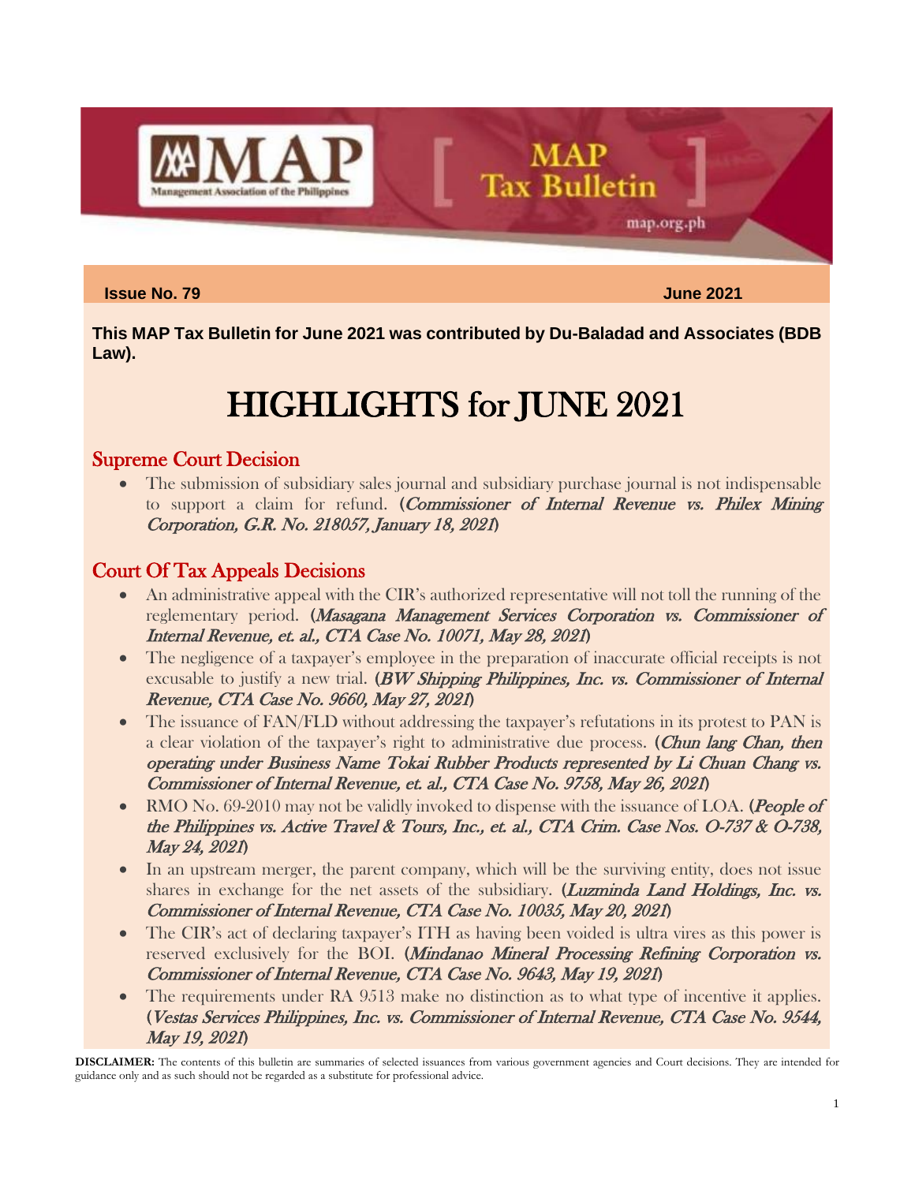# MAP Tax Bulletin

**Issue No. 79** **June 2021**

**This MAP Tax Bulletin for June 2021 was contributed by Du-Baladad and Associates (BDB Law).**

# HIGHLIGHTS for JUNE 2021

## Supreme Court Decision

- The submission of subsidiary sales journal and subsidiary purchase journal is not indispensable to support a claim for refund. (*Commissioner of Internal Revenue vs. Philex Mining Corporation, G.R. No. 218057, January 18, 2021*)

## Court Of Tax Appeals Decisions

- An administrative appeal with the CIR's authorized representative will not toll the running of the reglementary period. (*Masagana Management Services Corporation vs. Commissioner of Internal Revenue, et. al., CTA Case No. 10071, May 28, 2021*)
- The negligence of a taxpayer's employee in the preparation of inaccurate official receipts is not excusable to justify a new trial. (*BW Shipping Philippines, Inc. vs. Commissioner of Internal Revenue, CTA Case No. 9660, May 27, 2021*)
- The issuance of FAN/FLD without addressing the taxpayer's refutations in its protest to PAN is a clear violation of the taxpayer's right to administrative due process. (*Chun lang Chan, then operating under Business Name Tokai Rubber Products represented by Li Chuan Chang vs. Commissioner of Internal Revenue, et. al., CTA Case No. 9758, May 26, 2021*)
- RMO No. 69-2010 may not be validly invoked to dispense with the issuance of LOA. (*People of the Philippines vs. Active Travel & Tours, Inc., et. al., CTA Crim. Case Nos. O-737 & O-738, May 24, 2021*)
- In an upstream merger, the parent company, which will be the surviving entity, does not issue shares in exchange for the net assets of the subsidiary. (*Luzminda Land Holdings, Inc. vs. Commissioner of Internal Revenue, CTA Case No. 10035, May 20, 2021*)
- The CIR's act of declaring taxpayer's ITH as having been voided is ultra vires as this power is reserved exclusively for the BOI. (*Mindanao Mineral Processing Refining Corporation vs. Commissioner of Internal Revenue, CTA Case No. 9643, May 19, 2021*)
- The requirements under RA 9513 make no distinction as to what type of incentive it applies. (*Vestas Services Philippines, Inc. vs. Commissioner of Internal Revenue, CTA Case No. 9544, May 19, 2021*)

**DISCLAIMER:** The contents of this bulletin are summaries of selected issuances from various government agencies and Court decisions. They are intended for guidance only and as such should not be regarded as a substitute for professional advice.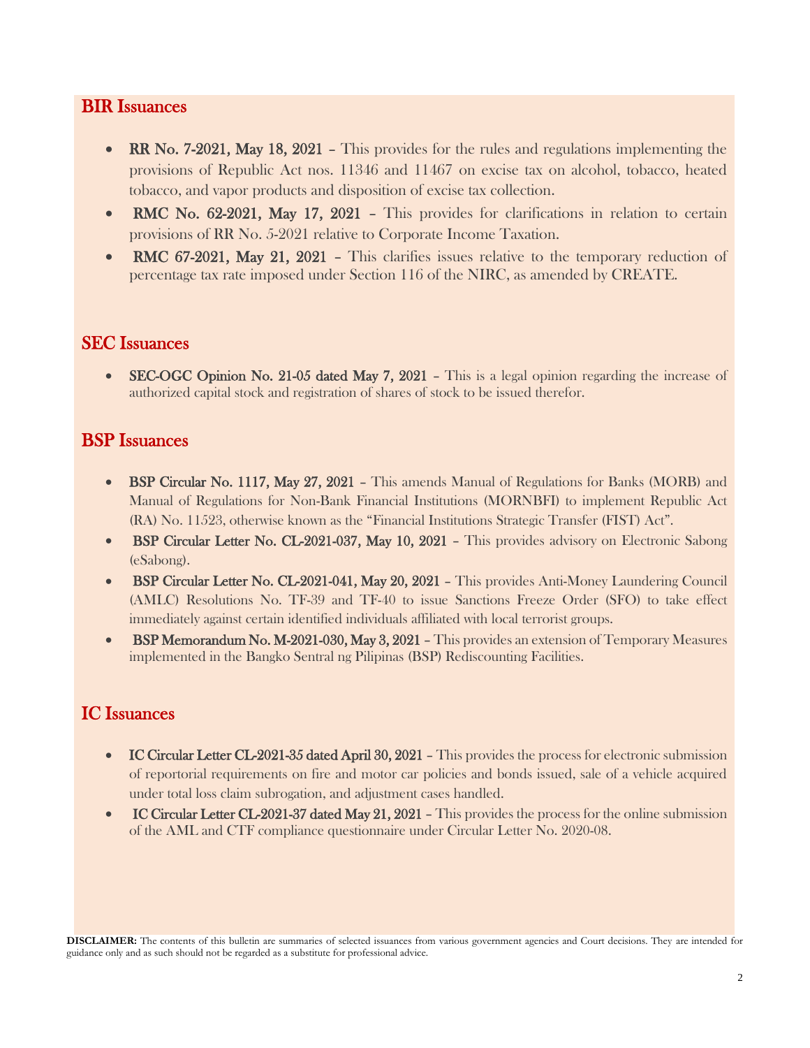## BIR Issuances

- **RR No. 7-2021, May 18, 2021** – This provides for the rules and regulations implementing the provisions of Republic Act nos. 11346 and 11467 on excise tax on alcohol, tobacco, heated tobacco, and vapor products and disposition of excise tax collection.
- **RMC No. 62-2021, May 17, 2021** – This provides for clarifications in relation to certain provisions of RR No. 5-2021 relative to Corporate Income Taxation.
- **RMC 67-2021, May 21, 2021** – This clarifies issues relative to the temporary reduction of percentage tax rate imposed under Section 116 of the NIRC, as amended by CREATE.

## SEC Issuances

- **SEC-OGC Opinion No. 21-05 dated May 7, 2021** – This is a legal opinion regarding the increase of authorized capital stock and registration of shares of stock to be issued therefor.

## BSP Issuances

- **BSP Circular No. 1117, May 27, 2021** – This amends Manual of Regulations for Banks (MORB) and Manual of Regulations for Non-Bank Financial Institutions (MORNBFI) to implement Republic Act (RA) No. 11523, otherwise known as the "Financial Institutions Strategic Transfer (FIST) Act".
- **BSP Circular Letter No. CL-2021-037, May 10, 2021** – This provides advisory on Electronic Sabong (eSabong).
- **BSP Circular Letter No. CL-2021-041, May 20, 2021** – This provides Anti-Money Laundering Council (AMLC) Resolutions No. TF-39 and TF-40 to issue Sanctions Freeze Order (SFO) to take effect immediately against certain identified individuals affiliated with local terrorist groups.
- **BSP Memorandum No. M-2021-030, May 3, 2021** – This provides an extension of Temporary Measures implemented in the Bangko Sentral ng Pilipinas (BSP) Rediscounting Facilities.

## IC Issuances

- **IC Circular Letter CL-2021-35 dated April 30, 2021** – This provides the process for electronic submission of reportorial requirements on fire and motor car policies and bonds issued, sale of a vehicle acquired under total loss claim subrogation, and adjustment cases handled.
- **IC Circular Letter CL-2021-37 dated May 21, 2021** – This provides the process for the online submission of the AML and CTF compliance questionnaire under Circular Letter No. 2020-08.

**DISCLAIMER:** The contents of this bulletin are summaries of selected issuances from various government agencies and Court decisions. They are intended for guidance only and as such should not be regarded as a substitute for professional advice.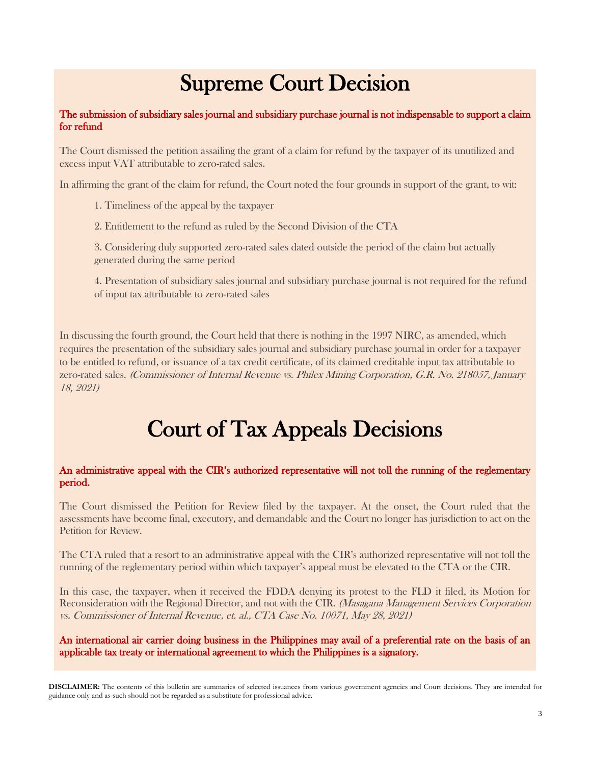# Supreme Court Decision

**The submission of subsidiary sales journal and subsidiary purchase journal is not indispensable to support a claim for refund**

The Court dismissed the petition assailing the grant of a claim for refund by the taxpayer of its unutilized and excess input VAT attributable to zero-rated sales.

In affirming the grant of the claim for refund, the Court noted the four grounds in support of the grant, to wit:

1. Timeliness of the appeal by the taxpayer
2. Entitlement to the refund as ruled by the Second Division of the CTA
3. Considering duly supported zero-rated sales dated outside the period of the claim but actually generated during the same period
4. Presentation of subsidiary sales journal and subsidiary purchase journal is not required for the refund of input tax attributable to zero-rated sales

In discussing the fourth ground, the Court held that there is nothing in the 1997 NIRC, as amended, which requires the presentation of the subsidiary sales journal and subsidiary purchase journal in order for a taxpayer to be entitled to refund, or issuance of a tax credit certificate, of its claimed creditable input tax attributable to zero-rated sales. *(Commissioner of Internal Revenue vs. Philex Mining Corporation, G.R. No. 218057, January 18, 2021)*

# Court of Tax Appeals Decisions

**An administrative appeal with the CIR's authorized representative will not toll the running of the reglementary period.**

The Court dismissed the Petition for Review filed by the taxpayer. At the onset, the Court ruled that the assessments have become final, executory, and demandable and the Court no longer has jurisdiction to act on the Petition for Review.

The CTA ruled that a resort to an administrative appeal with the CIR's authorized representative will not toll the running of the reglementary period within which taxpayer's appeal must be elevated to the CTA or the CIR.

In this case, the taxpayer, when it received the FDDA denying its protest to the FLD it filed, its Motion for Reconsideration with the Regional Director, and not with the CIR. *(Masagana Management Services Corporation vs. Commissioner of Internal Revenue, et. al., CTA Case No. 10071, May 28, 2021)*

**An international air carrier doing business in the Philippines may avail of a preferential rate on the basis of an applicable tax treaty or international agreement to which the Philippines is a signatory.**

**DISCLAIMER:** The contents of this bulletin are summaries of selected issuances from various government agencies and Court decisions. They are intended for guidance only and as such should not be regarded as a substitute for professional advice.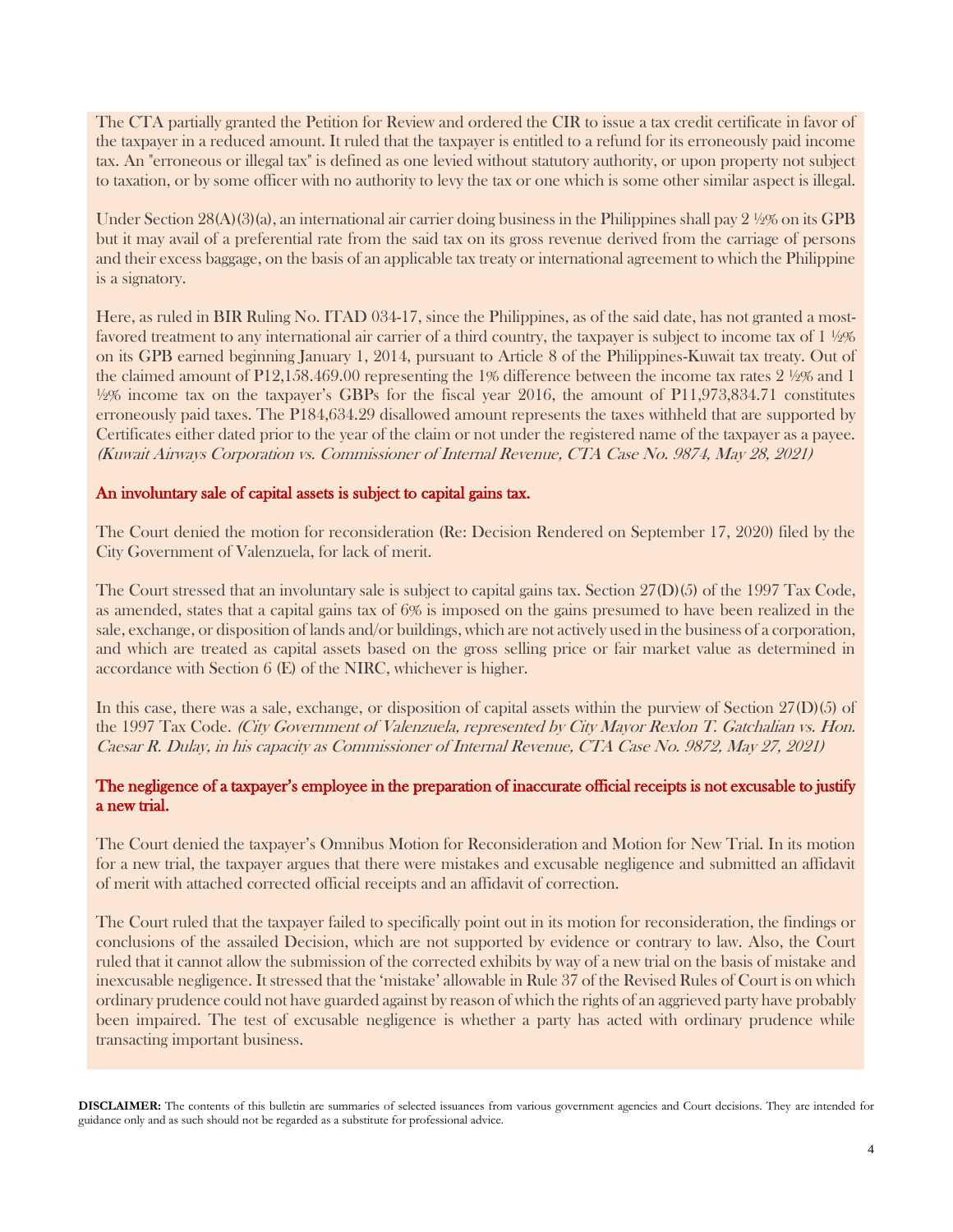The CTA partially granted the Petition for Review and ordered the CIR to issue a tax credit certificate in favor of the taxpayer in a reduced amount. It ruled that the taxpayer is entitled to a refund for its erroneously paid income tax. An "erroneous or illegal tax" is defined as one levied without statutory authority, or upon property not subject to taxation, or by some officer with no authority to levy the tax or one which is some other similar aspect is illegal.

Under Section 28(A)(3)(a), an international air carrier doing business in the Philippines shall pay 2 ½% on its GPB but it may avail of a preferential rate from the said tax on its gross revenue derived from the carriage of persons and their excess baggage, on the basis of an applicable tax treaty or international agreement to which the Philippine is a signatory.

Here, as ruled in BIR Ruling No. ITAD 034-17, since the Philippines, as of the said date, has not granted a most-favored treatment to any international air carrier of a third country, the taxpayer is subject to income tax of 1 ½% on its GPB earned beginning January 1, 2014, pursuant to Article 8 of the Philippines-Kuwait tax treaty. Out of the claimed amount of P12,158.469.00 representing the 1% difference between the income tax rates 2 ½% and 1 ½% income tax on the taxpayer's GBPs for the fiscal year 2016, the amount of P11,973,834.71 constitutes erroneously paid taxes. The P184,634.29 disallowed amount represents the taxes withheld that are supported by Certificates either dated prior to the year of the claim or not under the registered name of the taxpayer as a payee. *(Kuwait Airways Corporation vs. Commissioner of Internal Revenue, CTA Case No. 9874, May 28, 2021)*

**An involuntary sale of capital assets is subject to capital gains tax.**

The Court denied the motion for reconsideration (Re: Decision Rendered on September 17, 2020) filed by the City Government of Valenzuela, for lack of merit.

The Court stressed that an involuntary sale is subject to capital gains tax. Section 27(D)(5) of the 1997 Tax Code, as amended, states that a capital gains tax of 6% is imposed on the gains presumed to have been realized in the sale, exchange, or disposition of lands and/or buildings, which are not actively used in the business of a corporation, and which are treated as capital assets based on the gross selling price or fair market value as determined in accordance with Section 6 (E) of the NIRC, whichever is higher.

In this case, there was a sale, exchange, or disposition of capital assets within the purview of Section 27(D)(5) of the 1997 Tax Code. *(City Government of Valenzuela, represented by City Mayor Rexlon T. Gatchalian vs. Hon. Caesar R. Dulay, in his capacity as Commissioner of Internal Revenue, CTA Case No. 9872, May 27, 2021)*

**The negligence of a taxpayer's employee in the preparation of inaccurate official receipts is not excusable to justify a new trial.**

The Court denied the taxpayer's Omnibus Motion for Reconsideration and Motion for New Trial. In its motion for a new trial, the taxpayer argues that there were mistakes and excusable negligence and submitted an affidavit of merit with attached corrected official receipts and an affidavit of correction.

The Court ruled that the taxpayer failed to specifically point out in its motion for reconsideration, the findings or conclusions of the assailed Decision, which are not supported by evidence or contrary to law. Also, the Court ruled that it cannot allow the submission of the corrected exhibits by way of a new trial on the basis of mistake and inexcusable negligence. It stressed that the 'mistake' allowable in Rule 37 of the Revised Rules of Court is on which ordinary prudence could not have guarded against by reason of which the rights of an aggrieved party have probably been impaired. The test of excusable negligence is whether a party has acted with ordinary prudence while transacting important business.

**DISCLAIMER:** The contents of this bulletin are summaries of selected issuances from various government agencies and Court decisions. They are intended for guidance only and as such should not be regarded as a substitute for professional advice.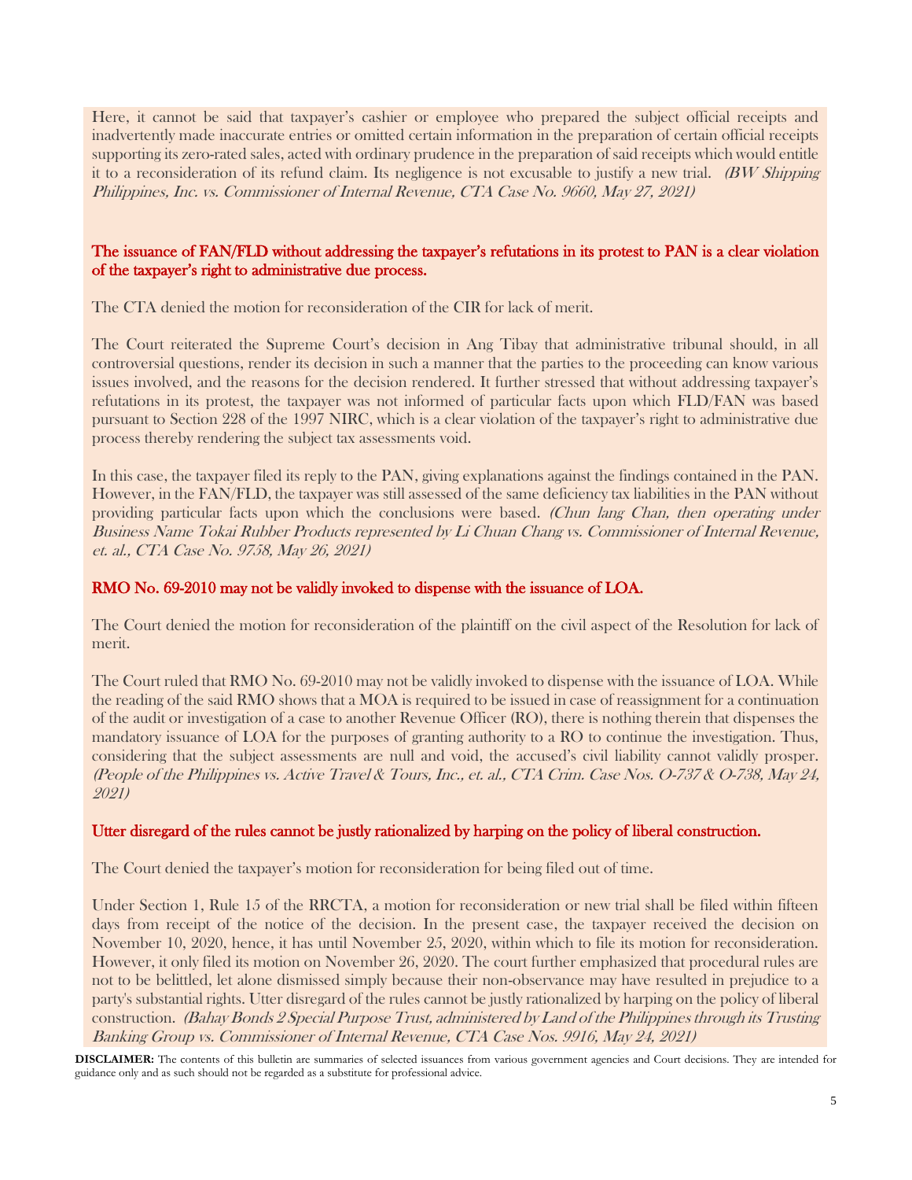Here, it cannot be said that taxpayer's cashier or employee who prepared the subject official receipts and inadvertently made inaccurate entries or omitted certain information in the preparation of certain official receipts supporting its zero-rated sales, acted with ordinary prudence in the preparation of said receipts which would entitle it to a reconsideration of its refund claim. Its negligence is not excusable to justify a new trial. *(BW Shipping Philippines, Inc. vs. Commissioner of Internal Revenue, CTA Case No. 9660, May 27, 2021)*

### The issuance of FAN/FLD without addressing the taxpayer's refutations in its protest to PAN is a clear violation of the taxpayer's right to administrative due process.

The CTA denied the motion for reconsideration of the CIR for lack of merit.

The Court reiterated the Supreme Court's decision in Ang Tibay that administrative tribunal should, in all controversial questions, render its decision in such a manner that the parties to the proceeding can know various issues involved, and the reasons for the decision rendered. It further stressed that without addressing taxpayer's refutations in its protest, the taxpayer was not informed of particular facts upon which FLD/FAN was based pursuant to Section 228 of the 1997 NIRC, which is a clear violation of the taxpayer's right to administrative due process thereby rendering the subject tax assessments void.

In this case, the taxpayer filed its reply to the PAN, giving explanations against the findings contained in the PAN. However, in the FAN/FLD, the taxpayer was still assessed of the same deficiency tax liabilities in the PAN without providing particular facts upon which the conclusions were based. *(Chun Iang Chan, then operating under Business Name Tokai Rubber Products represented by Li Chuan Chang vs. Commissioner of Internal Revenue, et. al., CTA Case No. 9758, May 26, 2021)*

### RMO No. 69-2010 may not be validly invoked to dispense with the issuance of LOA.

The Court denied the motion for reconsideration of the plaintiff on the civil aspect of the Resolution for lack of merit.

The Court ruled that RMO No. 69-2010 may not be validly invoked to dispense with the issuance of LOA. While the reading of the said RMO shows that a MOA is required to be issued in case of reassignment for a continuation of the audit or investigation of a case to another Revenue Officer (RO), there is nothing therein that dispenses the mandatory issuance of LOA for the purposes of granting authority to a RO to continue the investigation. Thus, considering that the subject assessments are null and void, the accused's civil liability cannot validly prosper. *(People of the Philippines vs. Active Travel & Tours, Inc., et. al., CTA Crim. Case Nos. O-737 & O-738, May 24, 2021)*

### Utter disregard of the rules cannot be justly rationalized by harping on the policy of liberal construction.

The Court denied the taxpayer's motion for reconsideration for being filed out of time.

Under Section 1, Rule 15 of the RRCTA, a motion for reconsideration or new trial shall be filed within fifteen days from receipt of the notice of the decision. In the present case, the taxpayer received the decision on November 10, 2020, hence, it has until November 25, 2020, within which to file its motion for reconsideration. However, it only filed its motion on November 26, 2020. The court further emphasized that procedural rules are not to be belittled, let alone dismissed simply because their non-observance may have resulted in prejudice to a party's substantial rights. Utter disregard of the rules cannot be justly rationalized by harping on the policy of liberal construction. *(Bahay Bonds 2 Special Purpose Trust, administered by Land of the Philippines through its Trusting Banking Group vs. Commissioner of Internal Revenue, CTA Case Nos. 9916, May 24, 2021)*

**DISCLAIMER:** The contents of this bulletin are summaries of selected issuances from various government agencies and Court decisions. They are intended for guidance only and as such should not be regarded as a substitute for professional advice.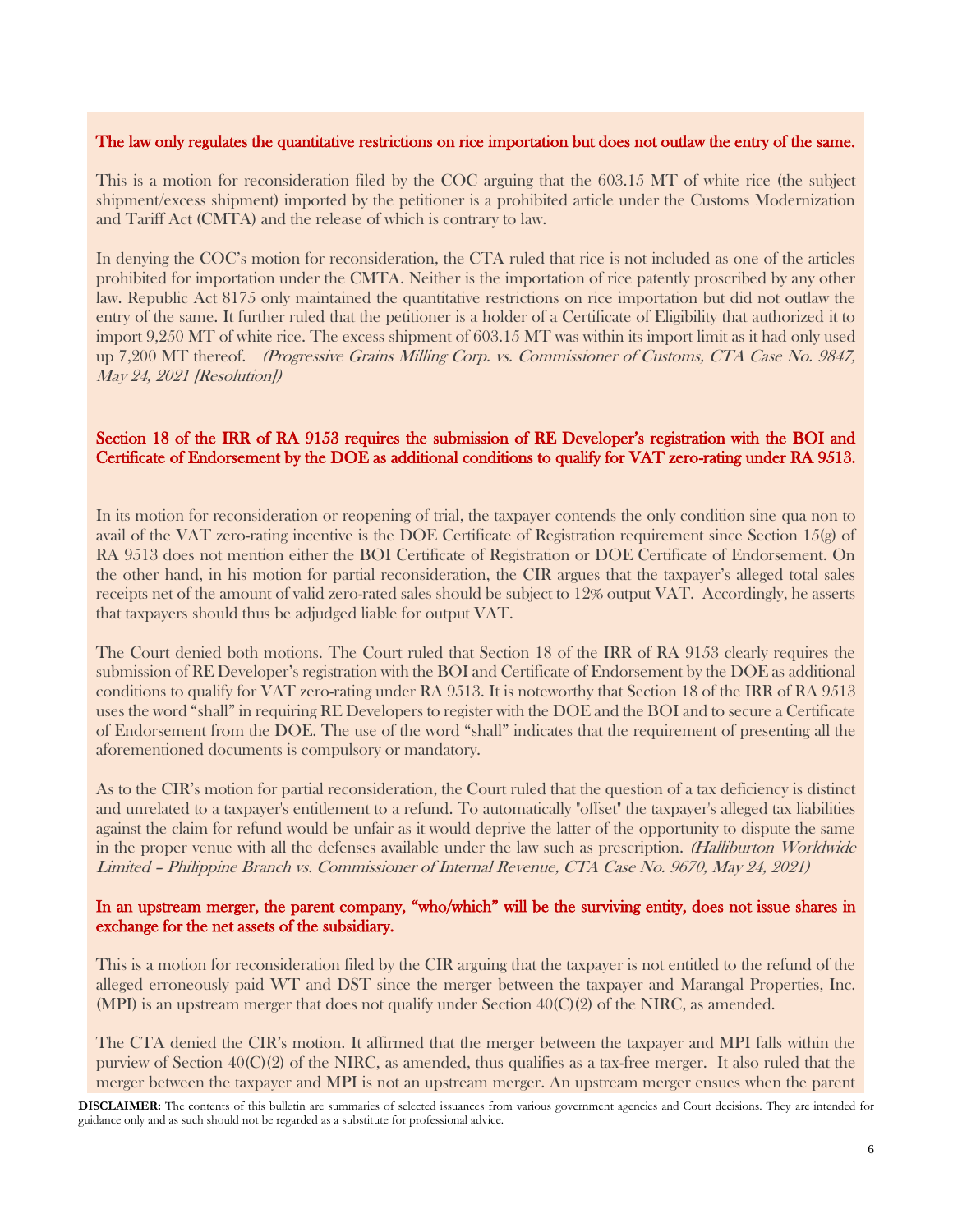**The law only regulates the quantitative restrictions on rice importation but does not outlaw the entry of the same.**

This is a motion for reconsideration filed by the COC arguing that the 603.15 MT of white rice (the subject shipment/excess shipment) imported by the petitioner is a prohibited article under the Customs Modernization and Tariff Act (CMTA) and the release of which is contrary to law.

In denying the COC's motion for reconsideration, the CTA ruled that rice is not included as one of the articles prohibited for importation under the CMTA. Neither is the importation of rice patently proscribed by any other law. Republic Act 8175 only maintained the quantitative restrictions on rice importation but did not outlaw the entry of the same. It further ruled that the petitioner is a holder of a Certificate of Eligibility that authorized it to import 9,250 MT of white rice. The excess shipment of 603.15 MT was within its import limit as it had only used up 7,200 MT thereof. *(Progressive Grains Milling Corp. vs. Commissioner of Customs, CTA Case No. 9847, May 24, 2021 [Resolution])*

**Section 18 of the IRR of RA 9153 requires the submission of RE Developer's registration with the BOI and Certificate of Endorsement by the DOE as additional conditions to qualify for VAT zero-rating under RA 9513.**

In its motion for reconsideration or reopening of trial, the taxpayer contends the only condition sine qua non to avail of the VAT zero-rating incentive is the DOE Certificate of Registration requirement since Section 15(g) of RA 9513 does not mention either the BOI Certificate of Registration or DOE Certificate of Endorsement. On the other hand, in his motion for partial reconsideration, the CIR argues that the taxpayer's alleged total sales receipts net of the amount of valid zero-rated sales should be subject to 12% output VAT. Accordingly, he asserts that taxpayers should thus be adjudged liable for output VAT.

The Court denied both motions. The Court ruled that Section 18 of the IRR of RA 9153 clearly requires the submission of RE Developer's registration with the BOI and Certificate of Endorsement by the DOE as additional conditions to qualify for VAT zero-rating under RA 9513. It is noteworthy that Section 18 of the IRR of RA 9513 uses the word "shall" in requiring RE Developers to register with the DOE and the BOI and to secure a Certificate of Endorsement from the DOE. The use of the word "shall" indicates that the requirement of presenting all the aforementioned documents is compulsory or mandatory.

As to the CIR's motion for partial reconsideration, the Court ruled that the question of a tax deficiency is distinct and unrelated to a taxpayer's entitlement to a refund. To automatically "offset" the taxpayer's alleged tax liabilities against the claim for refund would be unfair as it would deprive the latter of the opportunity to dispute the same in the proper venue with all the defenses available under the law such as prescription. *(Halliburton Worldwide Limited – Philippine Branch vs. Commissioner of Internal Revenue, CTA Case No. 9670, May 24, 2021)*

**In an upstream merger, the parent company, "who/which" will be the surviving entity, does not issue shares in exchange for the net assets of the subsidiary.**

This is a motion for reconsideration filed by the CIR arguing that the taxpayer is not entitled to the refund of the alleged erroneously paid WT and DST since the merger between the taxpayer and Marangal Properties, Inc. (MPI) is an upstream merger that does not qualify under Section 40(C)(2) of the NIRC, as amended.

The CTA denied the CIR's motion. It affirmed that the merger between the taxpayer and MPI falls within the purview of Section 40(C)(2) of the NIRC, as amended, thus qualifies as a tax-free merger. It also ruled that the merger between the taxpayer and MPI is not an upstream merger. An upstream merger ensues when the parent

**DISCLAIMER:** The contents of this bulletin are summaries of selected issuances from various government agencies and Court decisions. They are intended for guidance only and as such should not be regarded as a substitute for professional advice.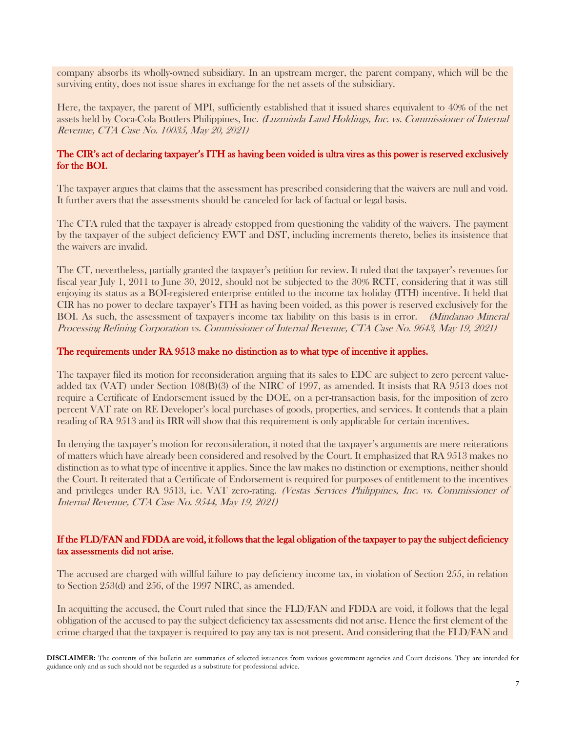company absorbs its wholly-owned subsidiary. In an upstream merger, the parent company, which will be the surviving entity, does not issue shares in exchange for the net assets of the subsidiary.

Here, the taxpayer, the parent of MPI, sufficiently established that it issued shares equivalent to 40% of the net assets held by Coca-Cola Bottlers Philippines, Inc. *(Luzminda Land Holdings, Inc. vs. Commissioner of Internal Revenue, CTA Case No. 10035, May 20, 2021)*

### The CIR's act of declaring taxpayer's ITH as having been voided is ultra vires as this power is reserved exclusively for the BOI.

The taxpayer argues that claims that the assessment has prescribed considering that the waivers are null and void. It further avers that the assessments should be canceled for lack of factual or legal basis.

The CTA ruled that the taxpayer is already estopped from questioning the validity of the waivers. The payment by the taxpayer of the subject deficiency EWT and DST, including increments thereto, belies its insistence that the waivers are invalid.

The CT, nevertheless, partially granted the taxpayer's petition for review. It ruled that the taxpayer's revenues for fiscal year July 1, 2011 to June 30, 2012, should not be subjected to the 30% RCIT, considering that it was still enjoying its status as a BOI-registered enterprise entitled to the income tax holiday (ITH) incentive. It held that CIR has no power to declare taxpayer's ITH as having been voided, as this power is reserved exclusively for the BOI. As such, the assessment of taxpayer's income tax liability on this basis is in error. *(Mindanao Mineral Processing Refining Corporation vs. Commissioner of Internal Revenue, CTA Case No. 9643, May 19, 2021)*

### The requirements under RA 9513 make no distinction as to what type of incentive it applies.

The taxpayer filed its motion for reconsideration arguing that its sales to EDC are subject to zero percent value-added tax (VAT) under Section 108(B)(3) of the NIRC of 1997, as amended. It insists that RA 9513 does not require a Certificate of Endorsement issued by the DOE, on a per-transaction basis, for the imposition of zero percent VAT rate on RE Developer's local purchases of goods, properties, and services. It contends that a plain reading of RA 9513 and its IRR will show that this requirement is only applicable for certain incentives.

In denying the taxpayer's motion for reconsideration, it noted that the taxpayer's arguments are mere reiterations of matters which have already been considered and resolved by the Court. It emphasized that RA 9513 makes no distinction as to what type of incentive it applies. Since the law makes no distinction or exemptions, neither should the Court. It reiterated that a Certificate of Endorsement is required for purposes of entitlement to the incentives and privileges under RA 9513, i.e. VAT zero-rating. *(Vestas Services Philippines, Inc. vs. Commissioner of Internal Revenue, CTA Case No. 9544, May 19, 2021)*

### If the FLD/FAN and FDDA are void, it follows that the legal obligation of the taxpayer to pay the subject deficiency tax assessments did not arise.

The accused are charged with willful failure to pay deficiency income tax, in violation of Section 255, in relation to Section 253(d) and 256, of the 1997 NIRC, as amended.

In acquitting the accused, the Court ruled that since the FLD/FAN and FDDA are void, it follows that the legal obligation of the accused to pay the subject deficiency tax assessments did not arise. Hence the first element of the crime charged that the taxpayer is required to pay any tax is not present. And considering that the FLD/FAN and

**DISCLAIMER:** The contents of this bulletin are summaries of selected issuances from various government agencies and Court decisions. They are intended for guidance only and as such should not be regarded as a substitute for professional advice.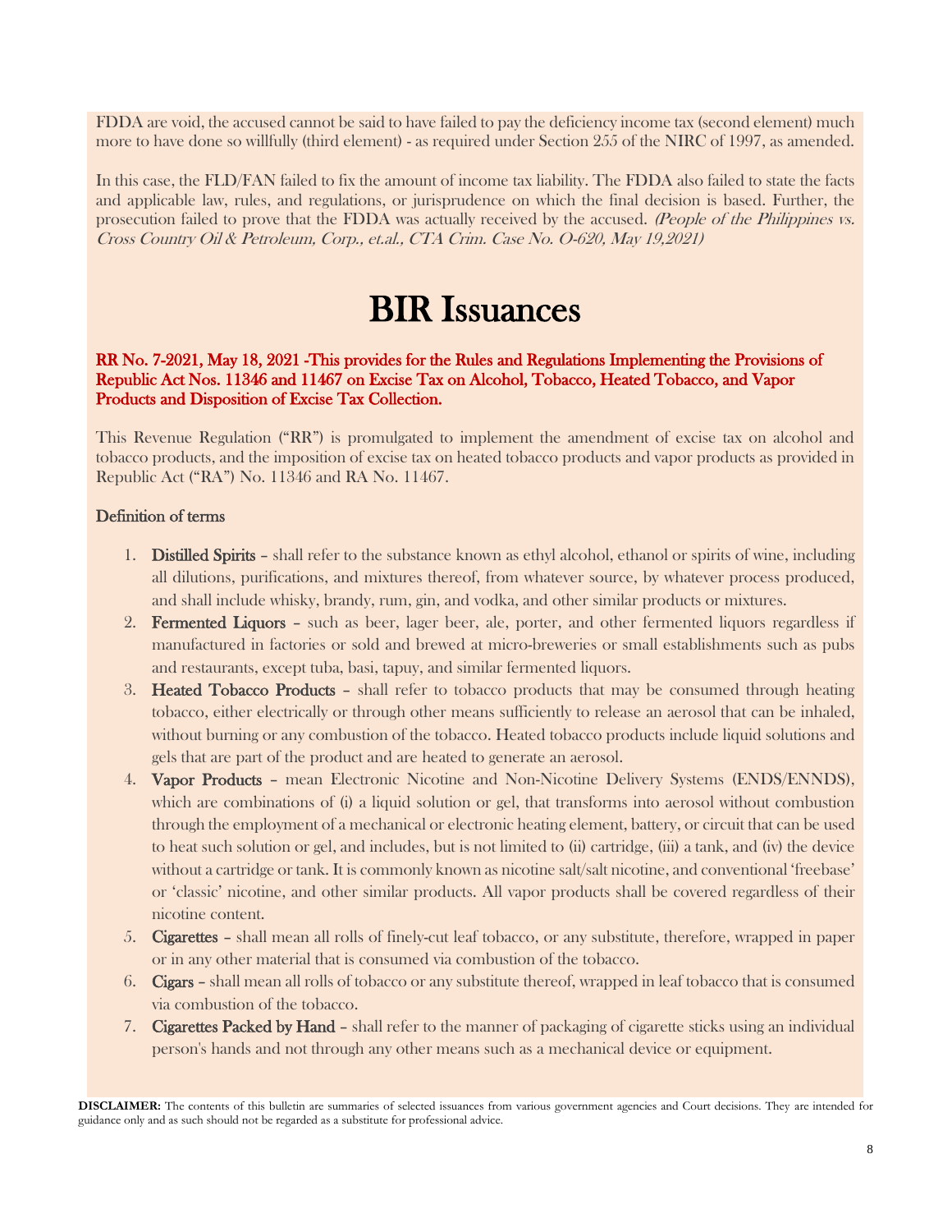FDDA are void, the accused cannot be said to have failed to pay the deficiency income tax (second element) much more to have done so willfully (third element) - as required under Section 255 of the NIRC of 1997, as amended.

In this case, the FLD/FAN failed to fix the amount of income tax liability. The FDDA also failed to state the facts and applicable law, rules, and regulations, or jurisprudence on which the final decision is based. Further, the prosecution failed to prove that the FDDA was actually received by the accused. *(People of the Philippines vs. Cross Country Oil & Petroleum, Corp., et.al., CTA Crim. Case No. O-620, May 19,2021)*

# BIR Issuances

**RR No. 7-2021, May 18, 2021 -This provides for the Rules and Regulations Implementing the Provisions of Republic Act Nos. 11346 and 11467 on Excise Tax on Alcohol, Tobacco, Heated Tobacco, and Vapor Products and Disposition of Excise Tax Collection.**

This Revenue Regulation ("RR") is promulgated to implement the amendment of excise tax on alcohol and tobacco products, and the imposition of excise tax on heated tobacco products and vapor products as provided in Republic Act ("RA") No. 11346 and RA No. 11467.

**Definition of terms**

1. **Distilled Spirits** – shall refer to the substance known as ethyl alcohol, ethanol or spirits of wine, including all dilutions, purifications, and mixtures thereof, from whatever source, by whatever process produced, and shall include whisky, brandy, rum, gin, and vodka, and other similar products or mixtures.
2. **Fermented Liquors** – such as beer, lager beer, ale, porter, and other fermented liquors regardless if manufactured in factories or sold and brewed at micro-breweries or small establishments such as pubs and restaurants, except tuba, basi, tapuy, and similar fermented liquors.
3. **Heated Tobacco Products** – shall refer to tobacco products that may be consumed through heating tobacco, either electrically or through other means sufficiently to release an aerosol that can be inhaled, without burning or any combustion of the tobacco. Heated tobacco products include liquid solutions and gels that are part of the product and are heated to generate an aerosol.
4. **Vapor Products** – mean Electronic Nicotine and Non-Nicotine Delivery Systems (ENDS/ENNDS), which are combinations of (i) a liquid solution or gel, that transforms into aerosol without combustion through the employment of a mechanical or electronic heating element, battery, or circuit that can be used to heat such solution or gel, and includes, but is not limited to (ii) cartridge, (iii) a tank, and (iv) the device without a cartridge or tank. It is commonly known as nicotine salt/salt nicotine, and conventional 'freebase' or 'classic' nicotine, and other similar products. All vapor products shall be covered regardless of their nicotine content.
5. **Cigarettes** – shall mean all rolls of finely-cut leaf tobacco, or any substitute, therefore, wrapped in paper or in any other material that is consumed via combustion of the tobacco.
6. **Cigars** – shall mean all rolls of tobacco or any substitute thereof, wrapped in leaf tobacco that is consumed via combustion of the tobacco.
7. **Cigarettes Packed by Hand** – shall refer to the manner of packaging of cigarette sticks using an individual person's hands and not through any other means such as a mechanical device or equipment.

**DISCLAIMER:** The contents of this bulletin are summaries of selected issuances from various government agencies and Court decisions. They are intended for guidance only and as such should not be regarded as a substitute for professional advice.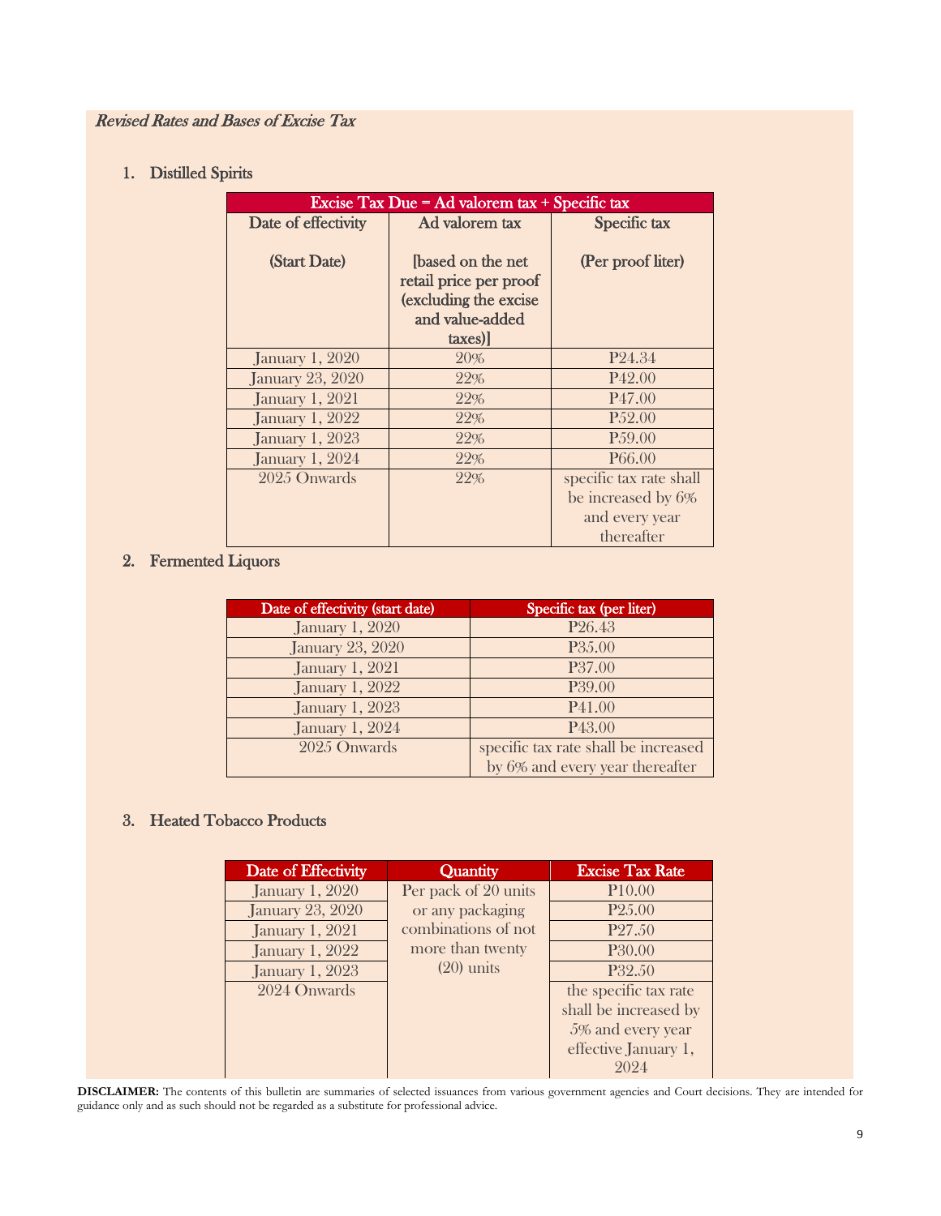*Revised Rates and Bases of Excise Tax*

1. Distilled Spirits

| Excise Tax Due = Ad valorem tax + Specific tax | | |
|---|---|---|
| Date of effectivity (Start Date) | Ad valorem tax [based on the net retail price per proof (excluding the excise and value-added taxes)] | Specific tax (Per proof liter) |
| January 1, 2020 | 20% | P24.34 |
| January 23, 2020 | 22% | P42.00 |
| January 1, 2021 | 22% | P47.00 |
| January 1, 2022 | 22% | P52.00 |
| January 1, 2023 | 22% | P59.00 |
| January 1, 2024 | 22% | P66.00 |
| 2025 Onwards | 22% | specific tax rate shall be increased by 6% and every year thereafter |

2. Fermented Liquors

| Date of effectivity (start date) | Specific tax (per liter) |
|---|---|
| January 1, 2020 | P26.43 |
| January 23, 2020 | P35.00 |
| January 1, 2021 | P37.00 |
| January 1, 2022 | P39.00 |
| January 1, 2023 | P41.00 |
| January 1, 2024 | P43.00 |
| 2025 Onwards | specific tax rate shall be increased by 6% and every year thereafter |

3. Heated Tobacco Products

| Date of Effectivity | Quantity | Excise Tax Rate |
|---|---|---|
| January 1, 2020 | Per pack of 20 units or any packaging combinations of not more than twenty (20) units | P10.00 |
| January 23, 2020 | | P25.00 |
| January 1, 2021 | | P27.50 |
| January 1, 2022 | | P30.00 |
| January 1, 2023 | | P32.50 |
| 2024 Onwards | | the specific tax rate shall be increased by 5% and every year effective January 1, 2024 |

**DISCLAIMER:** The contents of this bulletin are summaries of selected issuances from various government agencies and Court decisions. They are intended for guidance only and as such should not be regarded as a substitute for professional advice.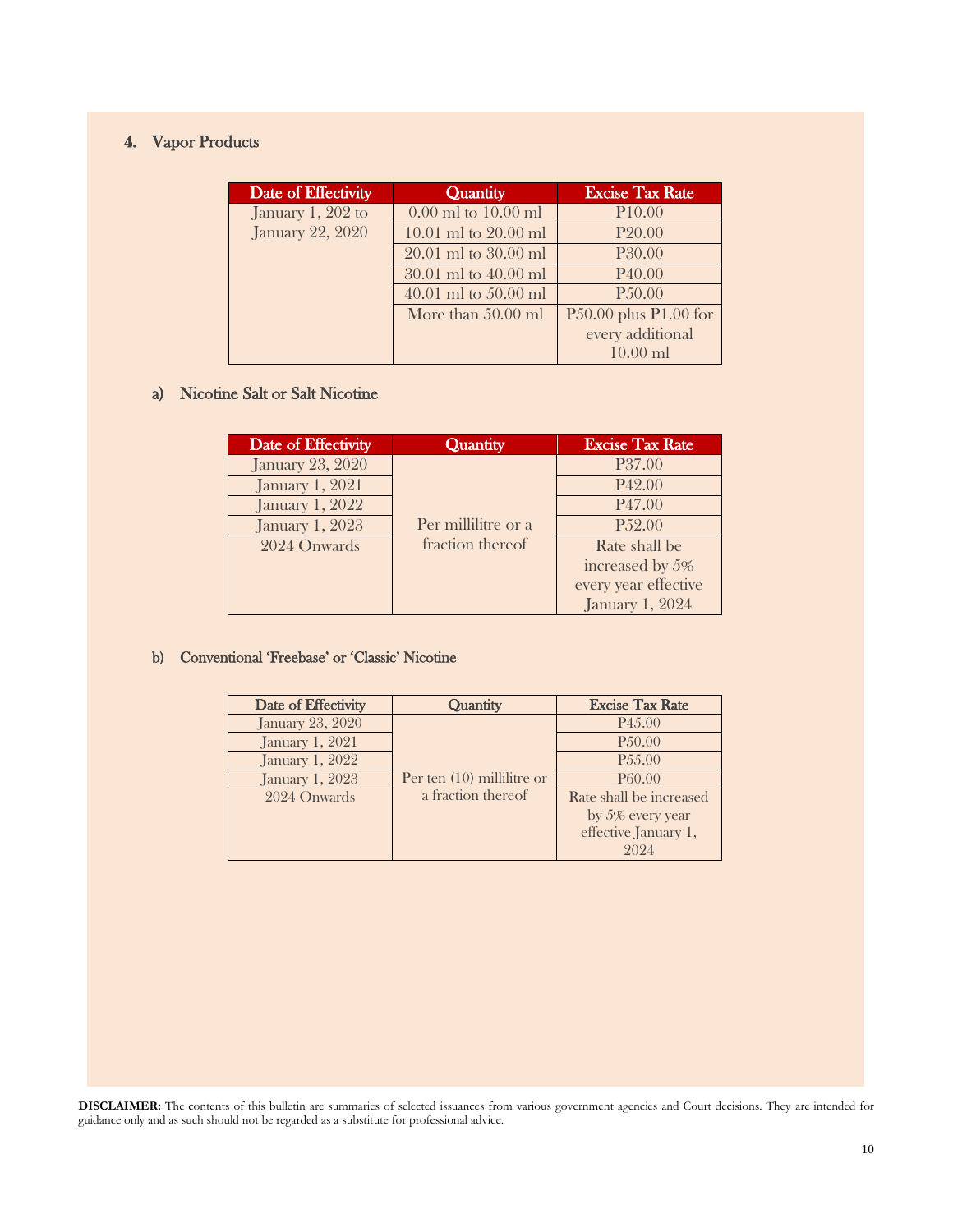### 4. Vapor Products

| Date of Effectivity | Quantity | Excise Tax Rate |
|---|---|---|
| January 1, 202 to January 22, 2020 | 0.00 ml to 10.00 ml | P10.00 |
| | 10.01 ml to 20.00 ml | P20.00 |
| | 20.01 ml to 30.00 ml | P30.00 |
| | 30.01 ml to 40.00 ml | P40.00 |
| | 40.01 ml to 50.00 ml | P50.00 |
| | More than 50.00 ml | P50.00 plus P1.00 for every additional 10.00 ml |

#### a) Nicotine Salt or Salt Nicotine

| Date of Effectivity | Quantity | Excise Tax Rate |
|---|---|---|
| January 23, 2020 | Per millilitre or a fraction thereof | P37.00 |
| January 1, 2021 | | P42.00 |
| January 1, 2022 | | P47.00 |
| January 1, 2023 | | P52.00 |
| 2024 Onwards | | Rate shall be increased by 5% every year effective January 1, 2024 |

#### b) Conventional 'Freebase' or 'Classic' Nicotine

| Date of Effectivity | Quantity | Excise Tax Rate |
|---|---|---|
| January 23, 2020 | Per ten (10) millilitre or a fraction thereof | P45.00 |
| January 1, 2021 | | P50.00 |
| January 1, 2022 | | P55.00 |
| January 1, 2023 | | P60.00 |
| 2024 Onwards | | Rate shall be increased by 5% every year effective January 1, 2024 |

**DISCLAIMER:** The contents of this bulletin are summaries of selected issuances from various government agencies and Court decisions. They are intended for guidance only and as such should not be regarded as a substitute for professional advice.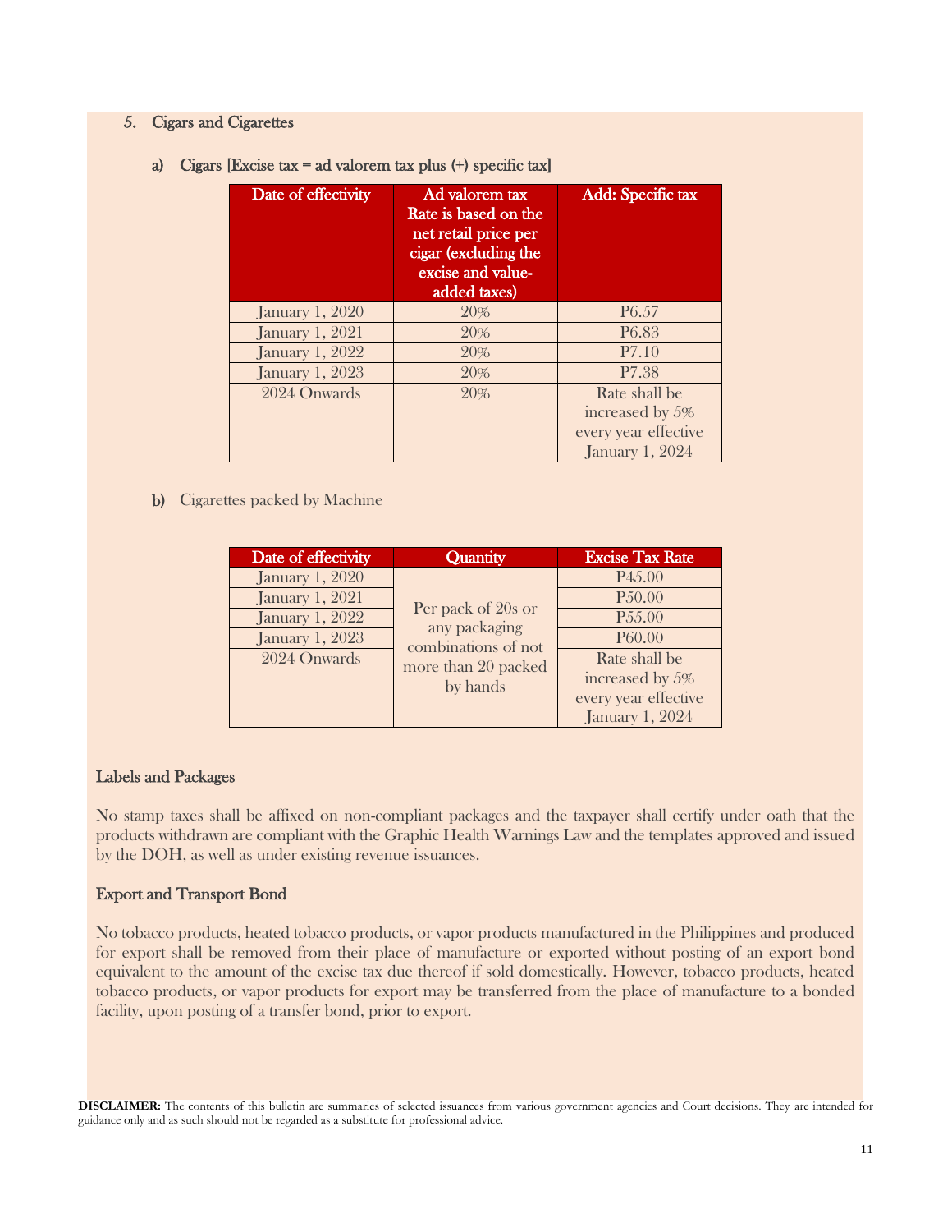5. **Cigars and Cigarettes**

a) **Cigars [Excise tax = ad valorem tax plus (+) specific tax]**

| Date of effectivity | Ad valorem tax Rate is based on the net retail price per cigar (excluding the excise and value-added taxes) | Add: Specific tax |
|---|---|---|
| January 1, 2020 | 20% | P6.57 |
| January 1, 2021 | 20% | P6.83 |
| January 1, 2022 | 20% | P7.10 |
| January 1, 2023 | 20% | P7.38 |
| 2024 Onwards | 20% | Rate shall be increased by 5% every year effective January 1, 2024 |

b) Cigarettes packed by Machine

| Date of effectivity | Quantity | Excise Tax Rate |
|---|---|---|
| January 1, 2020 | Per pack of 20s or any packaging combinations of not more than 20 packed by hands | P45.00 |
| January 1, 2021 | | P50.00 |
| January 1, 2022 | | P55.00 |
| January 1, 2023 | | P60.00 |
| 2024 Onwards | | Rate shall be increased by 5% every year effective January 1, 2024 |

**Labels and Packages**

No stamp taxes shall be affixed on non-compliant packages and the taxpayer shall certify under oath that the products withdrawn are compliant with the Graphic Health Warnings Law and the templates approved and issued by the DOH, as well as under existing revenue issuances.

**Export and Transport Bond**

No tobacco products, heated tobacco products, or vapor products manufactured in the Philippines and produced for export shall be removed from their place of manufacture or exported without posting of an export bond equivalent to the amount of the excise tax due thereof if sold domestically. However, tobacco products, heated tobacco products, or vapor products for export may be transferred from the place of manufacture to a bonded facility, upon posting of a transfer bond, prior to export.

**DISCLAIMER:** The contents of this bulletin are summaries of selected issuances from various government agencies and Court decisions. They are intended for guidance only and as such should not be regarded as a substitute for professional advice.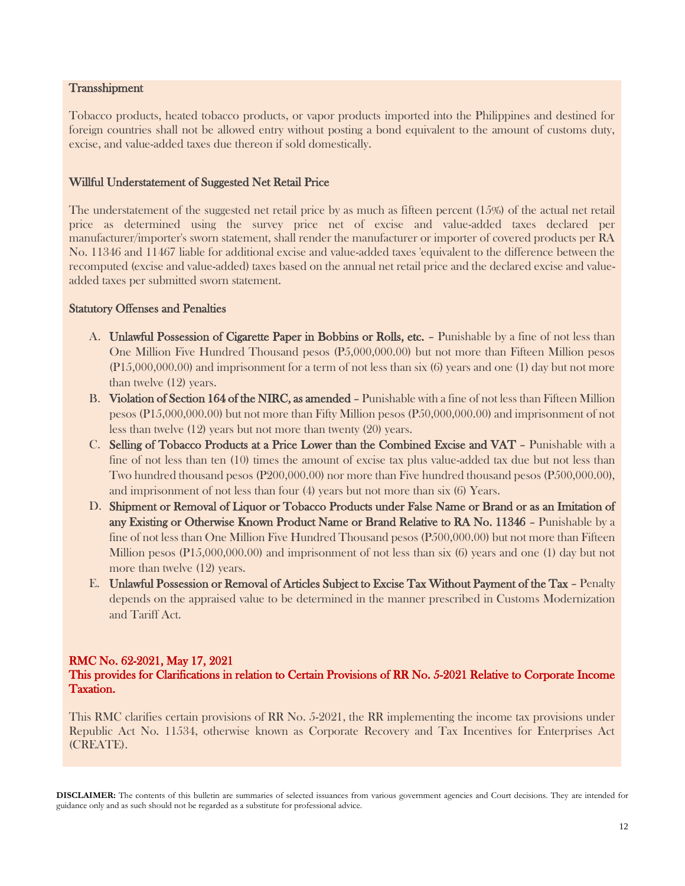### Transshipment

Tobacco products, heated tobacco products, or vapor products imported into the Philippines and destined for foreign countries shall not be allowed entry without posting a bond equivalent to the amount of customs duty, excise, and value-added taxes due thereon if sold domestically.

### Willful Understatement of Suggested Net Retail Price

The understatement of the suggested net retail price by as much as fifteen percent (15%) of the actual net retail price as determined using the survey price net of excise and value-added taxes declared per manufacturer/importer's sworn statement, shall render the manufacturer or importer of covered products per RA No. 11346 and 11467 liable for additional excise and value-added taxes 'equivalent to the difference between the recomputed (excise and value-added) taxes based on the annual net retail price and the declared excise and value-added taxes per submitted sworn statement.

### Statutory Offenses and Penalties

A. **Unlawful Possession of Cigarette Paper in Bobbins or Rolls, etc.** – Punishable by a fine of not less than One Million Five Hundred Thousand pesos (P5,000,000.00) but not more than Fifteen Million pesos (P15,000,000.00) and imprisonment for a term of not less than six (6) years and one (1) day but not more than twelve (12) years.

B. **Violation of Section 164 of the NIRC, as amended** – Punishable with a fine of not less than Fifteen Million pesos (P15,000,000.00) but not more than Fifty Million pesos (P50,000,000.00) and imprisonment of not less than twelve (12) years but not more than twenty (20) years.

C. **Selling of Tobacco Products at a Price Lower than the Combined Excise and VAT** – Punishable with a fine of not less than ten (10) times the amount of excise tax plus value-added tax due but not less than Two hundred thousand pesos (P200,000.00) nor more than Five hundred thousand pesos (P500,000.00), and imprisonment of not less than four (4) years but not more than six (6) Years.

D. **Shipment or Removal of Liquor or Tobacco Products under False Name or Brand or as an Imitation of any Existing or Otherwise Known Product Name or Brand Relative to RA No. 11346** – Punishable by a fine of not less than One Million Five Hundred Thousand pesos (P500,000.00) but not more than Fifteen Million pesos (P15,000,000.00) and imprisonment of not less than six (6) years and one (1) day but not more than twelve (12) years.

E. **Unlawful Possession or Removal of Articles Subject to Excise Tax Without Payment of the Tax** – Penalty depends on the appraised value to be determined in the manner prescribed in Customs Modernization and Tariff Act.

## RMC No. 62-2021, May 17, 2021
## This provides for Clarifications in relation to Certain Provisions of RR No. 5-2021 Relative to Corporate Income Taxation.

This RMC clarifies certain provisions of RR No. 5-2021, the RR implementing the income tax provisions under Republic Act No. 11534, otherwise known as Corporate Recovery and Tax Incentives for Enterprises Act (CREATE).

**DISCLAIMER:** The contents of this bulletin are summaries of selected issuances from various government agencies and Court decisions. They are intended for guidance only and as such should not be regarded as a substitute for professional advice.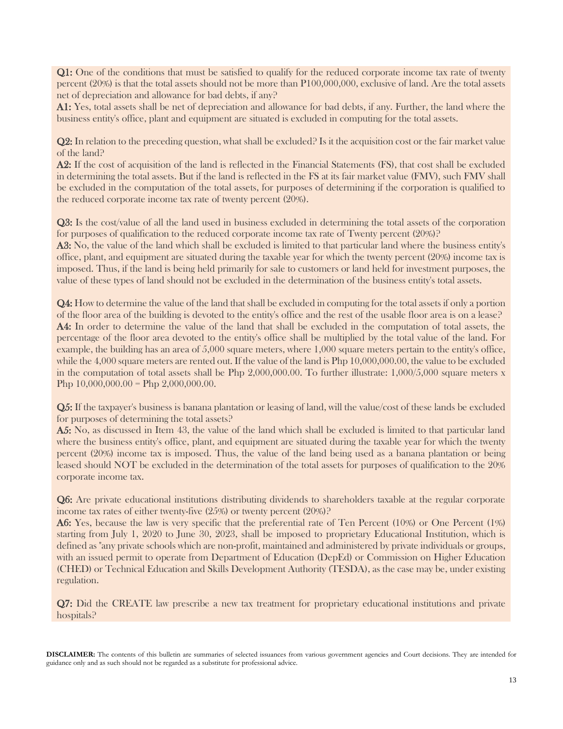**Q1:** One of the conditions that must be satisfied to qualify for the reduced corporate income tax rate of twenty percent (20%) is that the total assets should not be more than P100,000,000, exclusive of land. Are the total assets net of depreciation and allowance for bad debts, if any?
**A1:** Yes, total assets shall be net of depreciation and allowance for bad debts, if any. Further, the land where the business entity's office, plant and equipment are situated is excluded in computing for the total assets.

**Q2:** In relation to the preceding question, what shall be excluded? Is it the acquisition cost or the fair market value of the land?
**A2:** If the cost of acquisition of the land is reflected in the Financial Statements (FS), that cost shall be excluded in determining the total assets. But if the land is reflected in the FS at its fair market value (FMV), such FMV shall be excluded in the computation of the total assets, for purposes of determining if the corporation is qualified to the reduced corporate income tax rate of twenty percent (20%).

**Q3:** Is the cost/value of all the land used in business excluded in determining the total assets of the corporation for purposes of qualification to the reduced corporate income tax rate of Twenty percent (20%)?
**A3:** No, the value of the land which shall be excluded is limited to that particular land where the business entity's office, plant, and equipment are situated during the taxable year for which the twenty percent (20%) income tax is imposed. Thus, if the land is being held primarily for sale to customers or land held for investment purposes, the value of these types of land should not be excluded in the determination of the business entity's total assets.

**Q4:** How to determine the value of the land that shall be excluded in computing for the total assets if only a portion of the floor area of the building is devoted to the entity's office and the rest of the usable floor area is on a lease?
**A4:** In order to determine the value of the land that shall be excluded in the computation of total assets, the percentage of the floor area devoted to the entity's office shall be multiplied by the total value of the land. For example, the building has an area of 5,000 square meters, where 1,000 square meters pertain to the entity's office, while the 4,000 square meters are rented out. If the value of the land is Php 10,000,000.00, the value to be excluded in the computation of total assets shall be Php 2,000,000.00. To further illustrate: 1,000/5,000 square meters x Php 10,000,000.00 = Php 2,000,000.00.

**Q5:** If the taxpayer's business is banana plantation or leasing of land, will the value/cost of these lands be excluded for purposes of determining the total assets?
**A5:** No, as discussed in Item 43, the value of the land which shall be excluded is limited to that particular land where the business entity's office, plant, and equipment are situated during the taxable year for which the twenty percent (20%) income tax is imposed. Thus, the value of the land being used as a banana plantation or being leased should NOT be excluded in the determination of the total assets for purposes of qualification to the 20% corporate income tax.

**Q6:** Are private educational institutions distributing dividends to shareholders taxable at the regular corporate income tax rates of either twenty-five (25%) or twenty percent (20%)?
**A6:** Yes, because the law is very specific that the preferential rate of Ten Percent (10%) or One Percent (1%) starting from July 1, 2020 to June 30, 2023, shall be imposed to proprietary Educational Institution, which is defined as "any private schools which are non-profit, maintained and administered by private individuals or groups, with an issued permit to operate from Department of Education (DepEd) or Commission on Higher Education (CHED) or Technical Education and Skills Development Authority (TESDA), as the case may be, under existing regulation.

**Q7:** Did the CREATE law prescribe a new tax treatment for proprietary educational institutions and private hospitals?

**DISCLAIMER:** The contents of this bulletin are summaries of selected issuances from various government agencies and Court decisions. They are intended for guidance only and as such should not be regarded as a substitute for professional advice.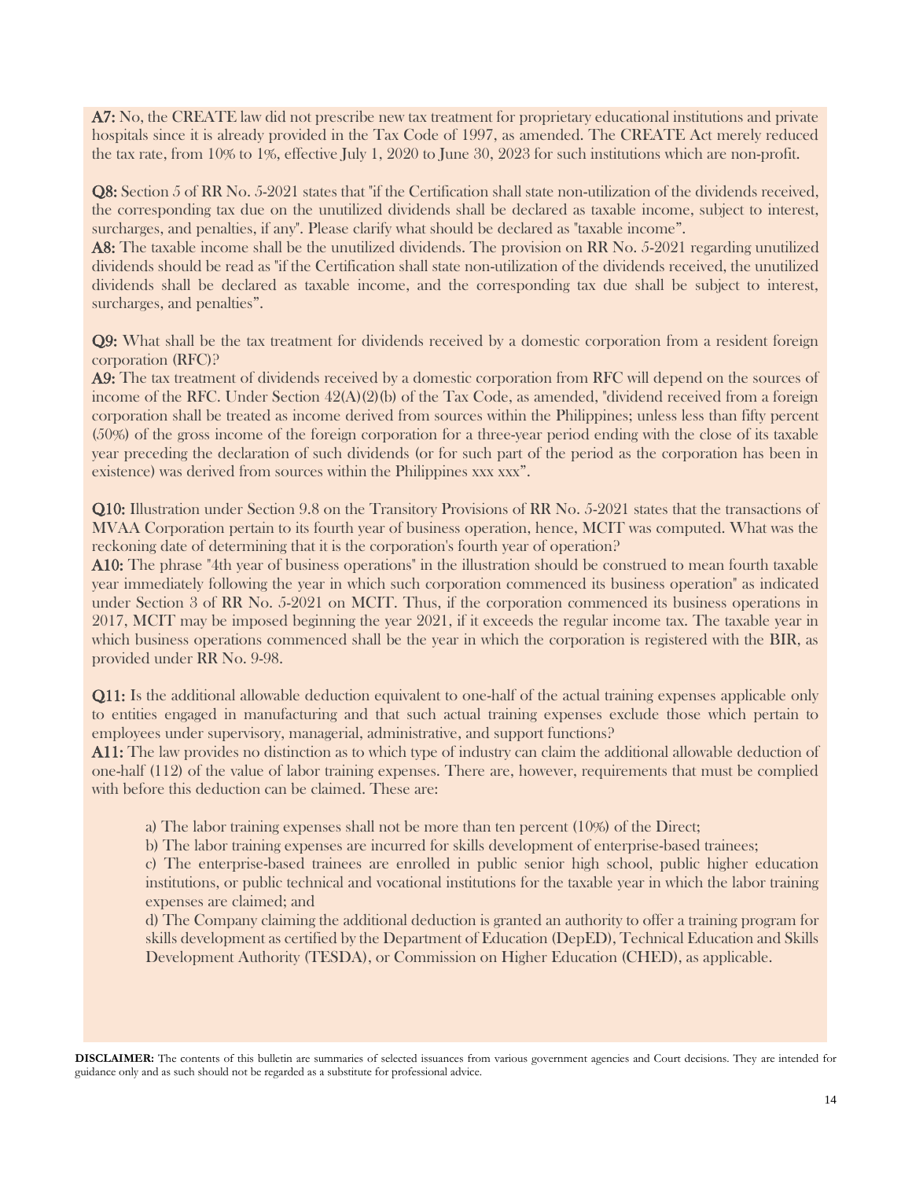**A7:** No, the CREATE law did not prescribe new tax treatment for proprietary educational institutions and private hospitals since it is already provided in the Tax Code of 1997, as amended. The CREATE Act merely reduced the tax rate, from 10% to 1%, effective July 1, 2020 to June 30, 2023 for such institutions which are non-profit.

**Q8:** Section 5 of RR No. 5-2021 states that "if the Certification shall state non-utilization of the dividends received, the corresponding tax due on the unutilized dividends shall be declared as taxable income, subject to interest, surcharges, and penalties, if any". Please clarify what should be declared as "taxable income".

**A8:** The taxable income shall be the unutilized dividends. The provision on RR No. 5-2021 regarding unutilized dividends should be read as "if the Certification shall state non-utilization of the dividends received, the unutilized dividends shall be declared as taxable income, and the corresponding tax due shall be subject to interest, surcharges, and penalties".

**Q9:** What shall be the tax treatment for dividends received by a domestic corporation from a resident foreign corporation (RFC)?

**A9:** The tax treatment of dividends received by a domestic corporation from RFC will depend on the sources of income of the RFC. Under Section 42(A)(2)(b) of the Tax Code, as amended, "dividend received from a foreign corporation shall be treated as income derived from sources within the Philippines; unless less than fifty percent (50%) of the gross income of the foreign corporation for a three-year period ending with the close of its taxable year preceding the declaration of such dividends (or for such part of the period as the corporation has been in existence) was derived from sources within the Philippines xxx xxx".

**Q10:** Illustration under Section 9.8 on the Transitory Provisions of RR No. 5-2021 states that the transactions of MVAA Corporation pertain to its fourth year of business operation, hence, MCIT was computed. What was the reckoning date of determining that it is the corporation's fourth year of operation?

**A10:** The phrase "4th year of business operations" in the illustration should be construed to mean fourth taxable year immediately following the year in which such corporation commenced its business operation" as indicated under Section 3 of RR No. 5-2021 on MCIT. Thus, if the corporation commenced its business operations in 2017, MCIT may be imposed beginning the year 2021, if it exceeds the regular income tax. The taxable year in which business operations commenced shall be the year in which the corporation is registered with the BIR, as provided under RR No. 9-98.

**Q11:** Is the additional allowable deduction equivalent to one-half of the actual training expenses applicable only to entities engaged in manufacturing and that such actual training expenses exclude those which pertain to employees under supervisory, managerial, administrative, and support functions?

**A11:** The law provides no distinction as to which type of industry can claim the additional allowable deduction of one-half (112) of the value of labor training expenses. There are, however, requirements that must be complied with before this deduction can be claimed. These are:

a) The labor training expenses shall not be more than ten percent (10%) of the Direct;

b) The labor training expenses are incurred for skills development of enterprise-based trainees;

c) The enterprise-based trainees are enrolled in public senior high school, public higher education institutions, or public technical and vocational institutions for the taxable year in which the labor training expenses are claimed; and

d) The Company claiming the additional deduction is granted an authority to offer a training program for skills development as certified by the Department of Education (DepED), Technical Education and Skills Development Authority (TESDA), or Commission on Higher Education (CHED), as applicable.

**DISCLAIMER:** The contents of this bulletin are summaries of selected issuances from various government agencies and Court decisions. They are intended for guidance only and as such should not be regarded as a substitute for professional advice.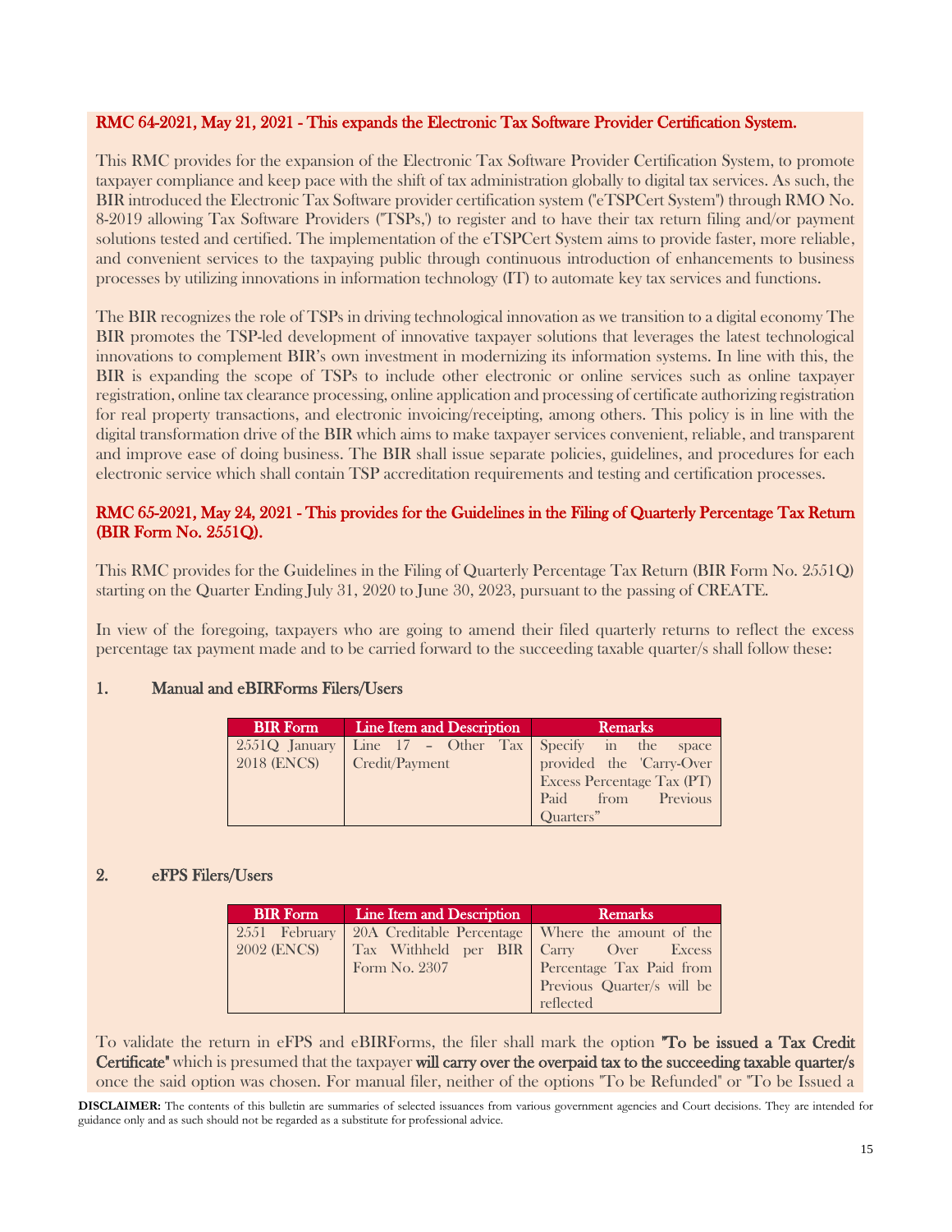**RMC 64-2021, May 21, 2021 - This expands the Electronic Tax Software Provider Certification System.**

This RMC provides for the expansion of the Electronic Tax Software Provider Certification System, to promote taxpayer compliance and keep pace with the shift of tax administration globally to digital tax services. As such, the BIR introduced the Electronic Tax Software provider certification system ("eTSPCert System") through RMO No. 8-2019 allowing Tax Software Providers ("TSPs,') to register and to have their tax return filing and/or payment solutions tested and certified. The implementation of the eTSPCert System aims to provide faster, more reliable, and convenient services to the taxpaying public through continuous introduction of enhancements to business processes by utilizing innovations in information technology (IT) to automate key tax services and functions.

The BIR recognizes the role of TSPs in driving technological innovation as we transition to a digital economy The BIR promotes the TSP-led development of innovative taxpayer solutions that leverages the latest technological innovations to complement BIR's own investment in modernizing its information systems. In line with this, the BIR is expanding the scope of TSPs to include other electronic or online services such as online taxpayer registration, online tax clearance processing, online application and processing of certificate authorizing registration for real property transactions, and electronic invoicing/receipting, among others. This policy is in line with the digital transformation drive of the BIR which aims to make taxpayer services convenient, reliable, and transparent and improve ease of doing business. The BIR shall issue separate policies, guidelines, and procedures for each electronic service which shall contain TSP accreditation requirements and testing and certification processes.

**RMC 65-2021, May 24, 2021 - This provides for the Guidelines in the Filing of Quarterly Percentage Tax Return (BIR Form No. 2551Q).**

This RMC provides for the Guidelines in the Filing of Quarterly Percentage Tax Return (BIR Form No. 2551Q) starting on the Quarter Ending July 31, 2020 to June 30, 2023, pursuant to the passing of CREATE.

In view of the foregoing, taxpayers who are going to amend their filed quarterly returns to reflect the excess percentage tax payment made and to be carried forward to the succeeding taxable quarter/s shall follow these:

1. **Manual and eBIRForms Filers/Users**

| BIR Form | Line Item and Description | Remarks |
|---|---|---|
| 2551Q January 2018 (ENCS) | Line 17 – Other Tax Credit/Payment | Specify in the space provided the 'Carry-Over Excess Percentage Tax (PT) Paid from Previous Quarters" |

2. **eFPS Filers/Users**

| BIR Form | Line Item and Description | Remarks |
|---|---|---|
| 2551 February 2002 (ENCS) | 20A Creditable Percentage Tax Withheld per BIR Form No. 2307 | Where the amount of the Carry Over Excess Percentage Tax Paid from Previous Quarter/s will be reflected |

To validate the return in eFPS and eBIRForms, the filer shall mark the option **"To be issued a Tax Credit Certificate"** which is presumed that the taxpayer **will carry over the overpaid tax to the succeeding taxable quarter/s** once the said option was chosen. For manual filer, neither of the options "To be Refunded" or "To be Issued a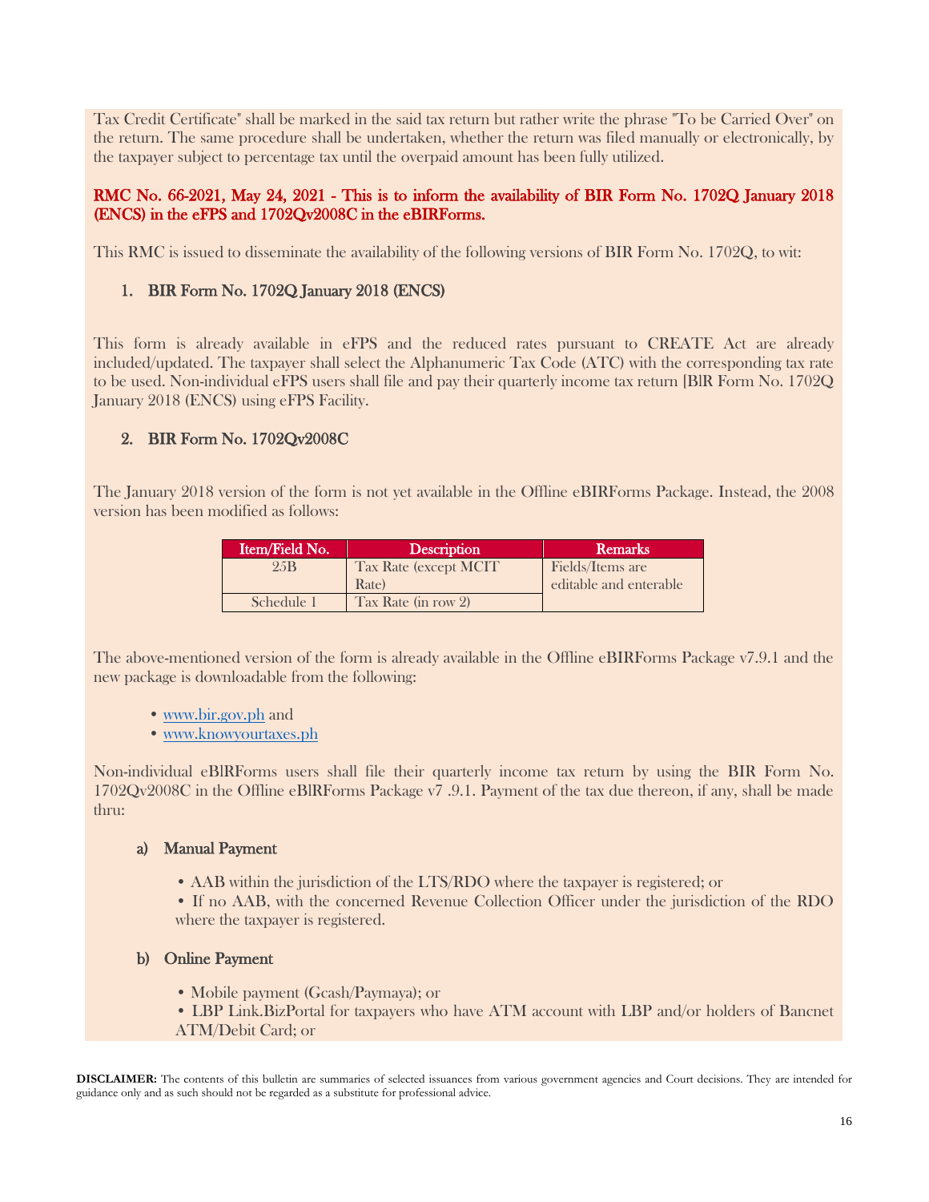Tax Credit Certificate" shall be marked in the said tax return but rather write the phrase "To be Carried Over" on the return. The same procedure shall be undertaken, whether the return was filed manually or electronically, by the taxpayer subject to percentage tax until the overpaid amount has been fully utilized.

**RMC No. 66-2021, May 24, 2021 - This is to inform the availability of BIR Form No. 1702Q January 2018 (ENCS) in the eFPS and 1702Qv2008C in the eBIRForms.**

This RMC is issued to disseminate the availability of the following versions of BIR Form No. 1702Q, to wit:

1. BIR Form No. 1702Q January 2018 (ENCS)

This form is already available in eFPS and the reduced rates pursuant to CREATE Act are already included/updated. The taxpayer shall select the Alphanumeric Tax Code (ATC) with the corresponding tax rate to be used. Non-individual eFPS users shall file and pay their quarterly income tax return [BIR Form No. 1702Q January 2018 (ENCS) using eFPS Facility.

2. BIR Form No. 1702Qv2008C

The January 2018 version of the form is not yet available in the Offline eBIRForms Package. Instead, the 2008 version has been modified as follows:

| Item/Field No. | Description | Remarks |
|---|---|---|
| 25B | Tax Rate (except MCIT Rate) | Fields/Items are editable and enterable |
| Schedule 1 | Tax Rate (in row 2) | |

The above-mentioned version of the form is already available in the Offline eBIRForms Package v7.9.1 and the new package is downloadable from the following:

- www.bir.gov.ph and
- www.knowyourtaxes.ph

Non-individual eBIRForms users shall file their quarterly income tax return by using the BIR Form No. 1702Qv2008C in the Offline eBIRForms Package v7 .9.1. Payment of the tax due thereon, if any, shall be made thru:

a) Manual Payment

- AAB within the jurisdiction of the LTS/RDO where the taxpayer is registered; or
- If no AAB, with the concerned Revenue Collection Officer under the jurisdiction of the RDO where the taxpayer is registered.

b) Online Payment

- Mobile payment (Gcash/Paymaya); or
- LBP Link.BizPortal for taxpayers who have ATM account with LBP and/or holders of Bancnet ATM/Debit Card; or

**DISCLAIMER:** The contents of this bulletin are summaries of selected issuances from various government agencies and Court decisions. They are intended for guidance only and as such should not be regarded as a substitute for professional advice.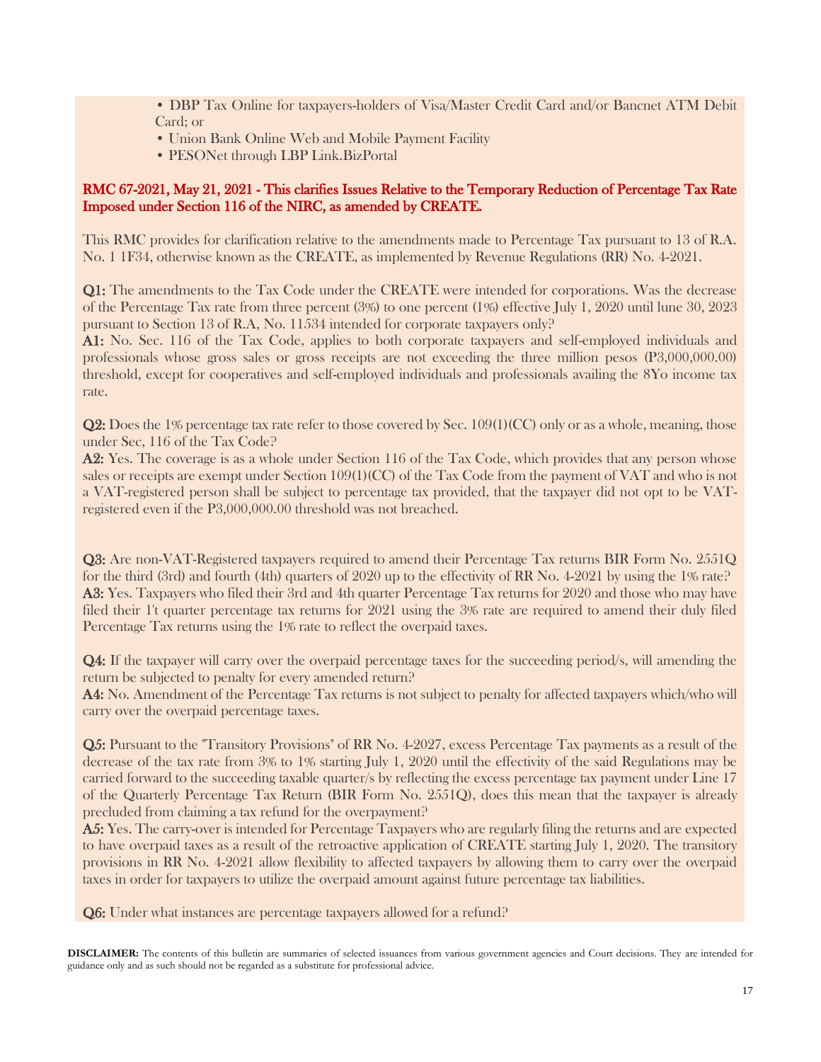- DBP Tax Online for taxpayers-holders of Visa/Master Credit Card and/or Bancnet ATM Debit Card; or
- Union Bank Online Web and Mobile Payment Facility
- PESONet through LBP Link.BizPortal

**RMC 67-2021, May 21, 2021 - This clarifies Issues Relative to the Temporary Reduction of Percentage Tax Rate Imposed under Section 116 of the NIRC, as amended by CREATE.**

This RMC provides for clarification relative to the amendments made to Percentage Tax pursuant to 13 of R.A. No. 1 1F34, otherwise known as the CREATE, as implemented by Revenue Regulations (RR) No. 4-2021.

**Q1:** The amendments to the Tax Code under the CREATE were intended for corporations. Was the decrease of the Percentage Tax rate from three percent (3%) to one percent (1%) effective July 1, 2020 until lune 30, 2023 pursuant to Section 13 of R.A, No. 11534 intended for corporate taxpayers only?
**A1:** No. Sec. 116 of the Tax Code, applies to both corporate taxpayers and self-employed individuals and professionals whose gross sales or gross receipts are not exceeding the three million pesos (P3,000,000.00) threshold, except for cooperatives and self-employed individuals and professionals availing the 8Yo income tax rate.

**Q2:** Does the 1% percentage tax rate refer to those covered by Sec. 109(1)(CC) only or as a whole, meaning, those under Sec, 116 of the Tax Code?
**A2:** Yes. The coverage is as a whole under Section 116 of the Tax Code, which provides that any person whose sales or receipts are exempt under Section 109(1)(CC) of the Tax Code from the payment of VAT and who is not a VAT-registered person shall be subject to percentage tax provided, that the taxpayer did not opt to be VAT-registered even if the P3,000,000.00 threshold was not breached.

**Q3:** Are non-VAT-Registered taxpayers required to amend their Percentage Tax returns BIR Form No. 2551Q for the third (3rd) and fourth (4th) quarters of 2020 up to the effectivity of RR No. 4-2021 by using the 1% rate?
**A3:** Yes. Taxpayers who filed their 3rd and 4th quarter Percentage Tax returns for 2020 and those who may have filed their 1't quarter percentage tax returns for 2021 using the 3% rate are required to amend their duly filed Percentage Tax returns using the 1% rate to reflect the overpaid taxes.

**Q4:** If the taxpayer will carry over the overpaid percentage taxes for the succeeding period/s, will amending the return be subjected to penalty for every amended return?
**A4:** No. Amendment of the Percentage Tax returns is not subject to penalty for affected taxpayers which/who will carry over the overpaid percentage taxes.

**Q5:** Pursuant to the "Transitory Provisions" of RR No. 4-2027, excess Percentage Tax payments as a result of the decrease of the tax rate from 3% to 1% starting July 1, 2020 until the effectivity of the said Regulations may be carried forward to the succeeding taxable quarter/s by reflecting the excess percentage tax payment under Line 17 of the Quarterly Percentage Tax Return (BIR Form No. 2551Q), does this mean that the taxpayer is already precluded from claiming a tax refund for the overpayment?
**A5:** Yes. The carry-over is intended for Percentage Taxpayers who are regularly filing the returns and are expected to have overpaid taxes as a result of the retroactive application of CREATE starting July 1, 2020. The transitory provisions in RR No. 4-2021 allow flexibility to affected taxpayers by allowing them to carry over the overpaid taxes in order for taxpayers to utilize the overpaid amount against future percentage tax liabilities.

**Q6:** Under what instances are percentage taxpayers allowed for a refund?

**DISCLAIMER:** The contents of this bulletin are summaries of selected issuances from various government agencies and Court decisions. They are intended for guidance only and as such should not be regarded as a substitute for professional advice.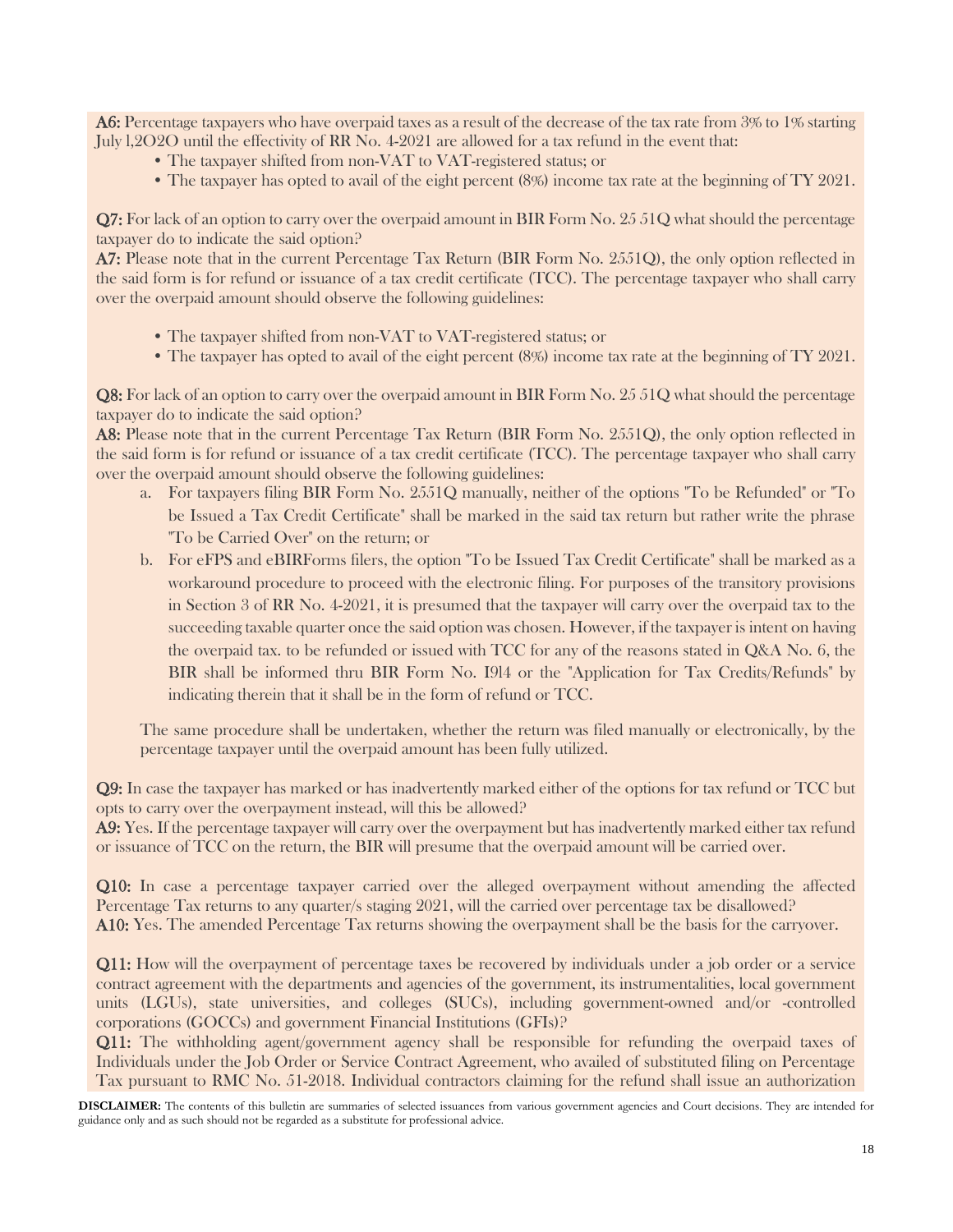**A6:** Percentage taxpayers who have overpaid taxes as a result of the decrease of the tax rate from 3% to 1% starting July l,2O2O until the effectivity of RR No. 4-2021 are allowed for a tax refund in the event that:

- The taxpayer shifted from non-VAT to VAT-registered status; or
- The taxpayer has opted to avail of the eight percent (8%) income tax rate at the beginning of TY 2021.

**Q7:** For lack of an option to carry over the overpaid amount in BIR Form No. 25 51Q what should the percentage taxpayer do to indicate the said option?

**A7:** Please note that in the current Percentage Tax Return (BIR Form No. 2551Q), the only option reflected in the said form is for refund or issuance of a tax credit certificate (TCC). The percentage taxpayer who shall carry over the overpaid amount should observe the following guidelines:

- The taxpayer shifted from non-VAT to VAT-registered status; or
- The taxpayer has opted to avail of the eight percent (8%) income tax rate at the beginning of TY 2021.

**Q8:** For lack of an option to carry over the overpaid amount in BIR Form No. 25 51Q what should the percentage taxpayer do to indicate the said option?

**A8:** Please note that in the current Percentage Tax Return (BIR Form No. 2551Q), the only option reflected in the said form is for refund or issuance of a tax credit certificate (TCC). The percentage taxpayer who shall carry over the overpaid amount should observe the following guidelines:

a. For taxpayers filing BIR Form No. 2551Q manually, neither of the options "To be Refunded" or "To be Issued a Tax Credit Certificate" shall be marked in the said tax return but rather write the phrase "To be Carried Over" on the return; or

b. For eFPS and eBIRForms filers, the option "To be Issued Tax Credit Certificate" shall be marked as a workaround procedure to proceed with the electronic filing. For purposes of the transitory provisions in Section 3 of RR No. 4-2021, it is presumed that the taxpayer will carry over the overpaid tax to the succeeding taxable quarter once the said option was chosen. However, if the taxpayer is intent on having the overpaid tax. to be refunded or issued with TCC for any of the reasons stated in Q&A No. 6, the BIR shall be informed thru BIR Form No. I9l4 or the "Application for Tax Credits/Refunds" by indicating therein that it shall be in the form of refund or TCC.

The same procedure shall be undertaken, whether the return was filed manually or electronically, by the percentage taxpayer until the overpaid amount has been fully utilized.

**Q9:** In case the taxpayer has marked or has inadvertently marked either of the options for tax refund or TCC but opts to carry over the overpayment instead, will this be allowed?

**A9:** Yes. If the percentage taxpayer will carry over the overpayment but has inadvertently marked either tax refund or issuance of TCC on the return, the BIR will presume that the overpaid amount will be carried over.

**Q10:** In case a percentage taxpayer carried over the alleged overpayment without amending the affected Percentage Tax returns to any quarter/s staging 2021, will the carried over percentage tax be disallowed?

**A10:** Yes. The amended Percentage Tax returns showing the overpayment shall be the basis for the carryover.

**Q11:** How will the overpayment of percentage taxes be recovered by individuals under a job order or a service contract agreement with the departments and agencies of the government, its instrumentalities, local government units (LGUs), state universities, and colleges (SUCs), including government-owned and/or -controlled corporations (GOCCs) and government Financial Institutions (GFIs)?

**Q11:** The withholding agent/government agency shall be responsible for refunding the overpaid taxes of Individuals under the Job Order or Service Contract Agreement, who availed of substituted filing on Percentage Tax pursuant to RMC No. 51-2018. Individual contractors claiming for the refund shall issue an authorization

**DISCLAIMER:** The contents of this bulletin are summaries of selected issuances from various government agencies and Court decisions. They are intended for guidance only and as such should not be regarded as a substitute for professional advice.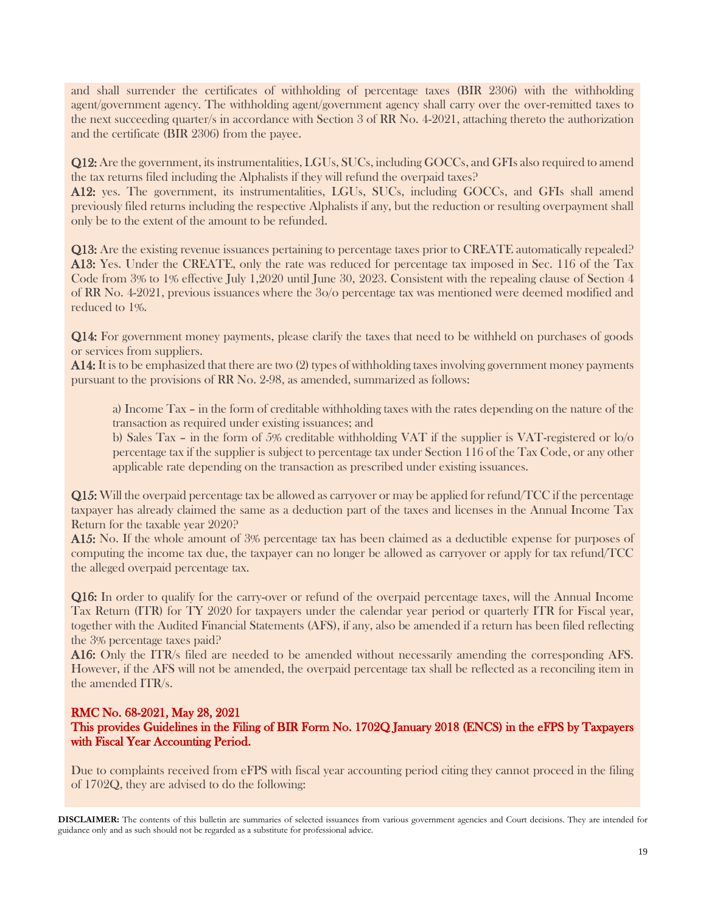and shall surrender the certificates of withholding of percentage taxes (BIR 2306) with the withholding agent/government agency. The withholding agent/government agency shall carry over the over-remitted taxes to the next succeeding quarter/s in accordance with Section 3 of RR No. 4-2021, attaching thereto the authorization and the certificate (BIR 2306) from the payee.

**Q12:** Are the government, its instrumentalities, LGUs, SUCs, including GOCCs, and GFIs also required to amend the tax returns filed including the Alphalists if they will refund the overpaid taxes?
**A12:** yes. The government, its instrumentalities, LGUs, SUCs, including GOCCs, and GFIs shall amend previously filed returns including the respective Alphalists if any, but the reduction or resulting overpayment shall only be to the extent of the amount to be refunded.

**Q13:** Are the existing revenue issuances pertaining to percentage taxes prior to CREATE automatically repealed?
**A13:** Yes. Under the CREATE, only the rate was reduced for percentage tax imposed in Sec. 116 of the Tax Code from 3% to 1% effective July 1,2020 until June 30, 2023. Consistent with the repealing clause of Section 4 of RR No. 4-2021, previous issuances where the 3o/o percentage tax was mentioned were deemed modified and reduced to 1%.

**Q14:** For government money payments, please clarify the taxes that need to be withheld on purchases of goods or services from suppliers.
**A14:** It is to be emphasized that there are two (2) types of withholding taxes involving government money payments pursuant to the provisions of RR No. 2-98, as amended, summarized as follows:

a) Income Tax – in the form of creditable withholding taxes with the rates depending on the nature of the transaction as required under existing issuances; and
b) Sales Tax – in the form of 5% creditable withholding VAT if the supplier is VAT-registered or lo/o percentage tax if the supplier is subject to percentage tax under Section 116 of the Tax Code, or any other applicable rate depending on the transaction as prescribed under existing issuances.

**Q15:** Will the overpaid percentage tax be allowed as carryover or may be applied for refund/TCC if the percentage taxpayer has already claimed the same as a deduction part of the taxes and licenses in the Annual Income Tax Return for the taxable year 2020?
**A15:** No. If the whole amount of 3% percentage tax has been claimed as a deductible expense for purposes of computing the income tax due, the taxpayer can no longer be allowed as carryover or apply for tax refund/TCC the alleged overpaid percentage tax.

**Q16:** In order to qualify for the carry-over or refund of the overpaid percentage taxes, will the Annual Income Tax Return (ITR) for TY 2020 for taxpayers under the calendar year period or quarterly ITR for Fiscal year, together with the Audited Financial Statements (AFS), if any, also be amended if a return has been filed reflecting the 3% percentage taxes paid?
**A16:** Only the ITR/s filed are needed to be amended without necessarily amending the corresponding AFS. However, if the AFS will not be amended, the overpaid percentage tax shall be reflected as a reconciling item in the amended ITR/s.

**RMC No. 68-2021, May 28, 2021**
**This provides Guidelines in the Filing of BIR Form No. 1702Q January 2018 (ENCS) in the eFPS by Taxpayers with Fiscal Year Accounting Period.**

Due to complaints received from eFPS with fiscal year accounting period citing they cannot proceed in the filing of 1702Q, they are advised to do the following:

**DISCLAIMER:** The contents of this bulletin are summaries of selected issuances from various government agencies and Court decisions. They are intended for guidance only and as such should not be regarded as a substitute for professional advice.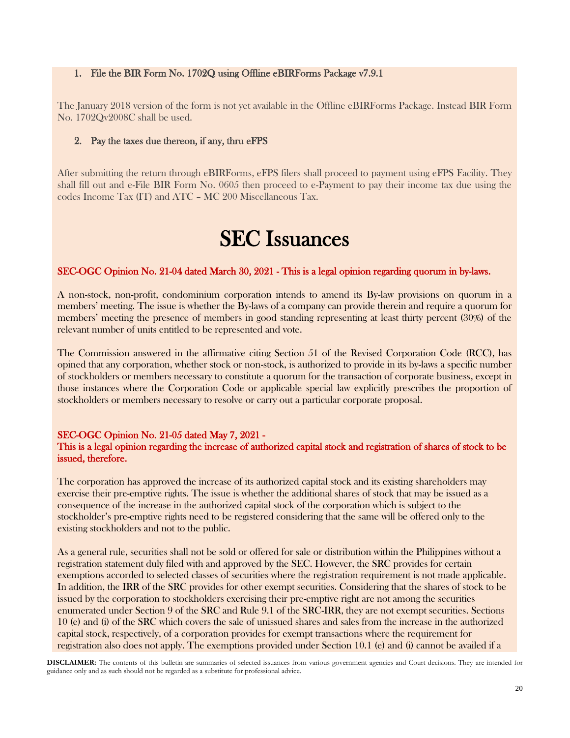1. **File the BIR Form No. 1702Q using Offline eBIRForms Package v7.9.1**

The January 2018 version of the form is not yet available in the Offline eBIRForms Package. Instead BIR Form No. 1702Qv2008C shall be used.

2. **Pay the taxes due thereon, if any, thru eFPS**

After submitting the return through eBIRForms, eFPS filers shall proceed to payment using eFPS Facility. They shall fill out and e-File BIR Form No. 0605 then proceed to e-Payment to pay their income tax due using the codes Income Tax (IT) and ATC – MC 200 Miscellaneous Tax.

# SEC Issuances

**SEC-OGC Opinion No. 21-04 dated March 30, 2021 - This is a legal opinion regarding quorum in by-laws.**

A non-stock, non-profit, condominium corporation intends to amend its By-law provisions on quorum in a members' meeting. The issue is whether the By-laws of a company can provide therein and require a quorum for members' meeting the presence of members in good standing representing at least thirty percent (30%) of the relevant number of units entitled to be represented and vote.

The Commission answered in the affirmative citing Section 51 of the Revised Corporation Code (RCC), has opined that any corporation, whether stock or non-stock, is authorized to provide in its by-laws a specific number of stockholders or members necessary to constitute a quorum for the transaction of corporate business, except in those instances where the Corporation Code or applicable special law explicitly prescribes the proportion of stockholders or members necessary to resolve or carry out a particular corporate proposal.

**SEC-OGC Opinion No. 21-05 dated May 7, 2021 -
This is a legal opinion regarding the increase of authorized capital stock and registration of shares of stock to be issued, therefore.**

The corporation has approved the increase of its authorized capital stock and its existing shareholders may exercise their pre-emptive rights. The issue is whether the additional shares of stock that may be issued as a consequence of the increase in the authorized capital stock of the corporation which is subject to the stockholder's pre-emptive rights need to be registered considering that the same will be offered only to the existing stockholders and not to the public.

As a general rule, securities shall not be sold or offered for sale or distribution within the Philippines without a registration statement duly filed with and approved by the SEC. However, the SRC provides for certain exemptions accorded to selected classes of securities where the registration requirement is not made applicable. In addition, the IRR of the SRC provides for other exempt securities. Considering that the shares of stock to be issued by the corporation to stockholders exercising their pre-emptive right are not among the securities enumerated under Section 9 of the SRC and Rule 9.1 of the SRC-IRR, they are not exempt securities. Sections 10 (e) and (i) of the SRC which covers the sale of unissued shares and sales from the increase in the authorized capital stock, respectively, of a corporation provides for exempt transactions where the requirement for registration also does not apply. The exemptions provided under Section 10.1 (e) and (i) cannot be availed if a

**DISCLAIMER:** The contents of this bulletin are summaries of selected issuances from various government agencies and Court decisions. They are intended for guidance only and as such should not be regarded as a substitute for professional advice.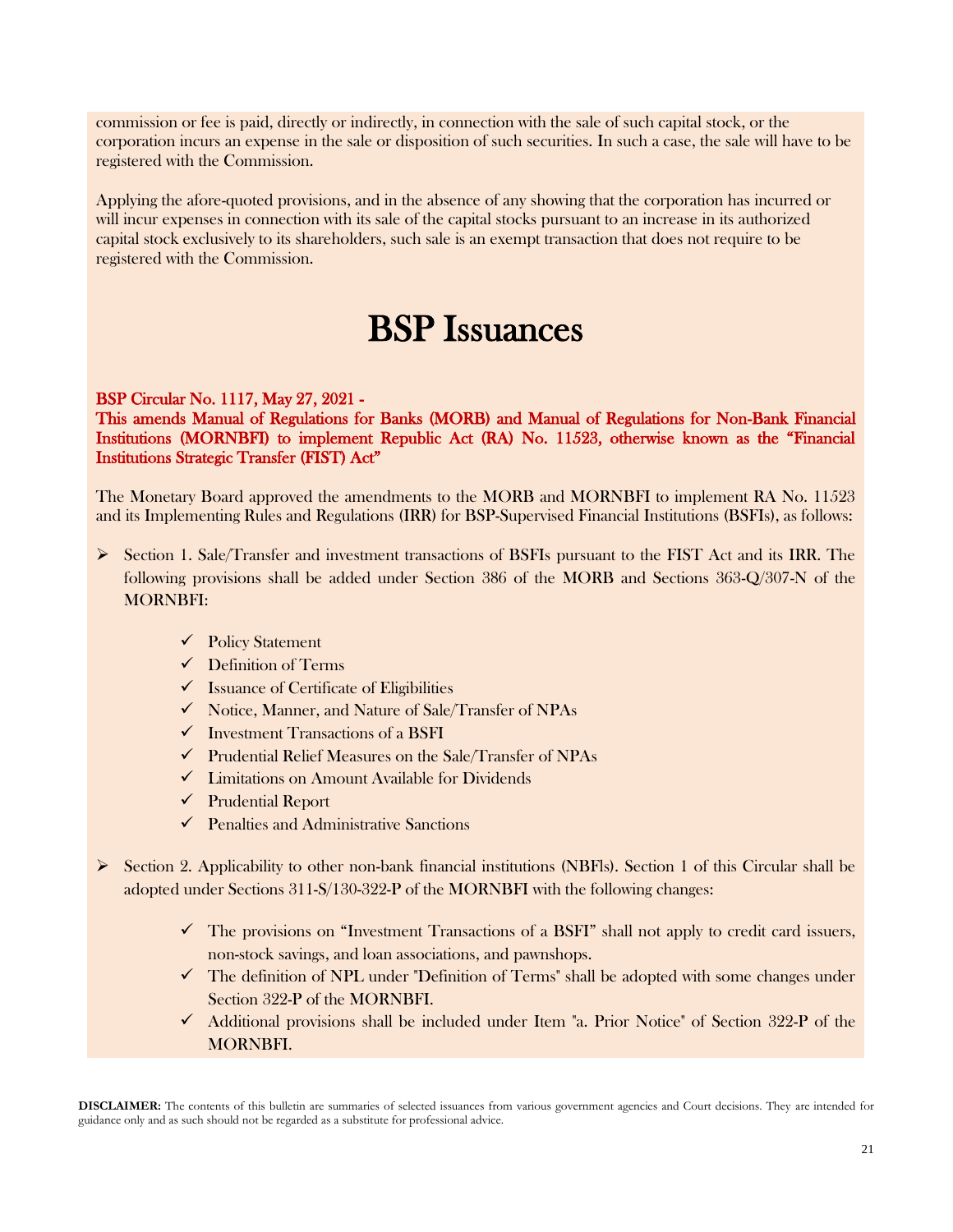commission or fee is paid, directly or indirectly, in connection with the sale of such capital stock, or the corporation incurs an expense in the sale or disposition of such securities. In such a case, the sale will have to be registered with the Commission.

Applying the afore-quoted provisions, and in the absence of any showing that the corporation has incurred or will incur expenses in connection with its sale of the capital stocks pursuant to an increase in its authorized capital stock exclusively to its shareholders, such sale is an exempt transaction that does not require to be registered with the Commission.

# BSP Issuances

**BSP Circular No. 1117, May 27, 2021 -**
**This amends Manual of Regulations for Banks (MORB) and Manual of Regulations for Non-Bank Financial Institutions (MORNBFI) to implement Republic Act (RA) No. 11523, otherwise known as the "Financial Institutions Strategic Transfer (FIST) Act"**

The Monetary Board approved the amendments to the MORB and MORNBFI to implement RA No. 11523 and its Implementing Rules and Regulations (IRR) for BSP-Supervised Financial Institutions (BSFIs), as follows:

- Section 1. Sale/Transfer and investment transactions of BSFIs pursuant to the FIST Act and its IRR. The following provisions shall be added under Section 386 of the MORB and Sections 363-Q/307-N of the MORNBFI:
  - ✓ Policy Statement
  - ✓ Definition of Terms
  - ✓ Issuance of Certificate of Eligibilities
  - ✓ Notice, Manner, and Nature of Sale/Transfer of NPAs
  - ✓ Investment Transactions of a BSFI
  - ✓ Prudential Relief Measures on the Sale/Transfer of NPAs
  - ✓ Limitations on Amount Available for Dividends
  - ✓ Prudential Report
  - ✓ Penalties and Administrative Sanctions

- Section 2. Applicability to other non-bank financial institutions (NBFIs). Section 1 of this Circular shall be adopted under Sections 311-S/130-322-P of the MORNBFI with the following changes:
  - ✓ The provisions on "Investment Transactions of a BSFI" shall not apply to credit card issuers, non-stock savings, and loan associations, and pawnshops.
  - ✓ The definition of NPL under "Definition of Terms" shall be adopted with some changes under Section 322-P of the MORNBFI.
  - ✓ Additional provisions shall be included under Item "a. Prior Notice" of Section 322-P of the MORNBFI.

**DISCLAIMER:** The contents of this bulletin are summaries of selected issuances from various government agencies and Court decisions. They are intended for guidance only and as such should not be regarded as a substitute for professional advice.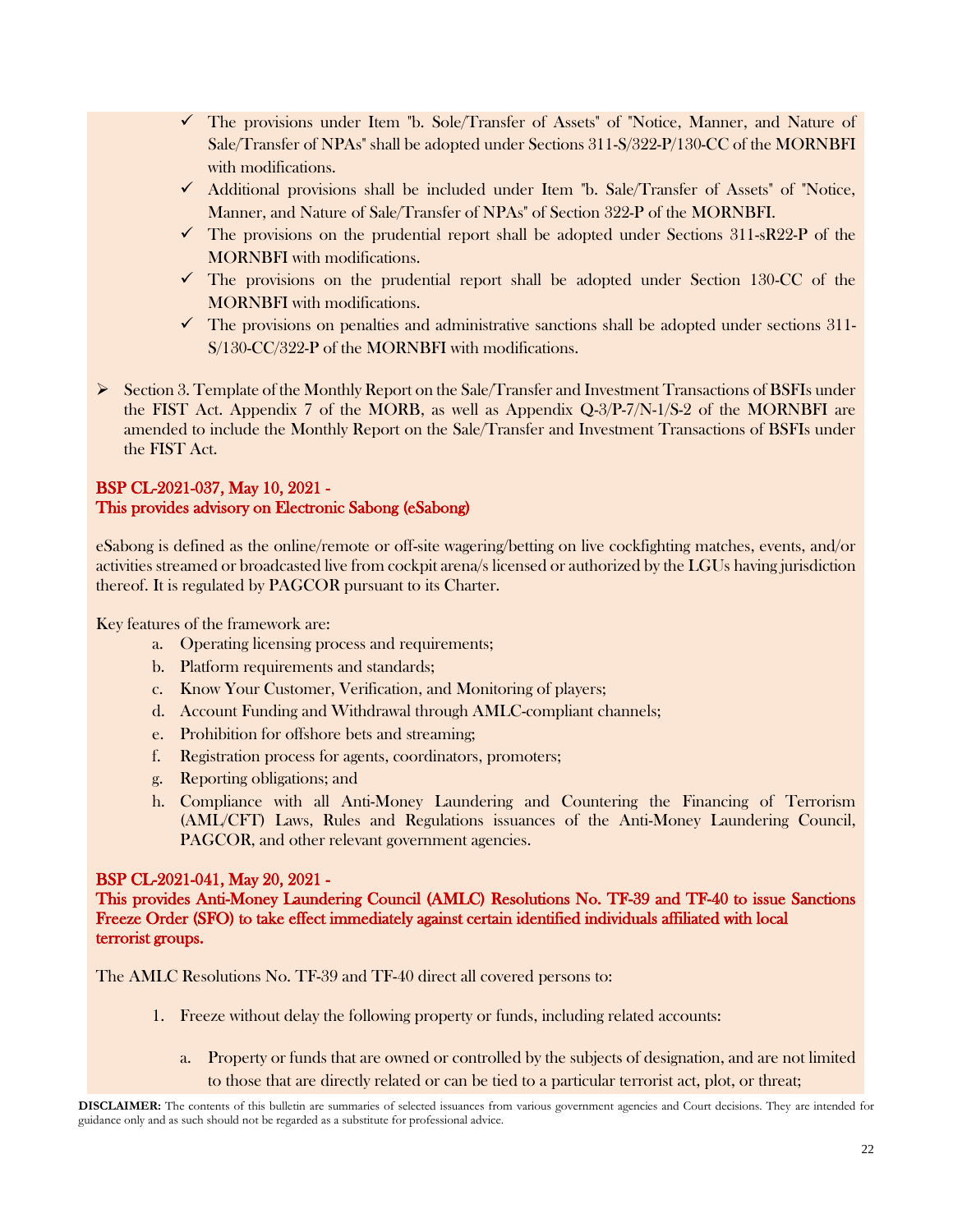- ✓ The provisions under Item "b. Sole/Transfer of Assets" of "Notice, Manner, and Nature of Sale/Transfer of NPAs" shall be adopted under Sections 311-S/322-P/130-CC of the MORNBFI with modifications.
- ✓ Additional provisions shall be included under Item "b. Sale/Transfer of Assets" of "Notice, Manner, and Nature of Sale/Transfer of NPAs" of Section 322-P of the MORNBFI.
- ✓ The provisions on the prudential report shall be adopted under Sections 311-sR22-P of the MORNBFI with modifications.
- ✓ The provisions on the prudential report shall be adopted under Section 130-CC of the MORNBFI with modifications.
- ✓ The provisions on penalties and administrative sanctions shall be adopted under sections 311-S/130-CC/322-P of the MORNBFI with modifications.

- ➢ Section 3. Template of the Monthly Report on the Sale/Transfer and Investment Transactions of BSFIs under the FIST Act. Appendix 7 of the MORB, as well as Appendix Q-3/P-7/N-1/S-2 of the MORNBFI are amended to include the Monthly Report on the Sale/Transfer and Investment Transactions of BSFIs under the FIST Act.

**BSP CL-2021-037, May 10, 2021 -**
**This provides advisory on Electronic Sabong (eSabong)**

eSabong is defined as the online/remote or off-site wagering/betting on live cockfighting matches, events, and/or activities streamed or broadcasted live from cockpit arena/s licensed or authorized by the LGUs having jurisdiction thereof. It is regulated by PAGCOR pursuant to its Charter.

Key features of the framework are:

a. Operating licensing process and requirements;
b. Platform requirements and standards;
c. Know Your Customer, Verification, and Monitoring of players;
d. Account Funding and Withdrawal through AMLC-compliant channels;
e. Prohibition for offshore bets and streaming;
f. Registration process for agents, coordinators, promoters;
g. Reporting obligations; and
h. Compliance with all Anti-Money Laundering and Countering the Financing of Terrorism (AML/CFT) Laws, Rules and Regulations issuances of the Anti-Money Laundering Council, PAGCOR, and other relevant government agencies.

**BSP CL-2021-041, May 20, 2021 -**
**This provides Anti-Money Laundering Council (AMLC) Resolutions No. TF-39 and TF-40 to issue Sanctions Freeze Order (SFO) to take effect immediately against certain identified individuals affiliated with local terrorist groups.**

The AMLC Resolutions No. TF-39 and TF-40 direct all covered persons to:

1. Freeze without delay the following property or funds, including related accounts:

   a. Property or funds that are owned or controlled by the subjects of designation, and are not limited to those that are directly related or can be tied to a particular terrorist act, plot, or threat;

**DISCLAIMER:** The contents of this bulletin are summaries of selected issuances from various government agencies and Court decisions. They are intended for guidance only and as such should not be regarded as a substitute for professional advice.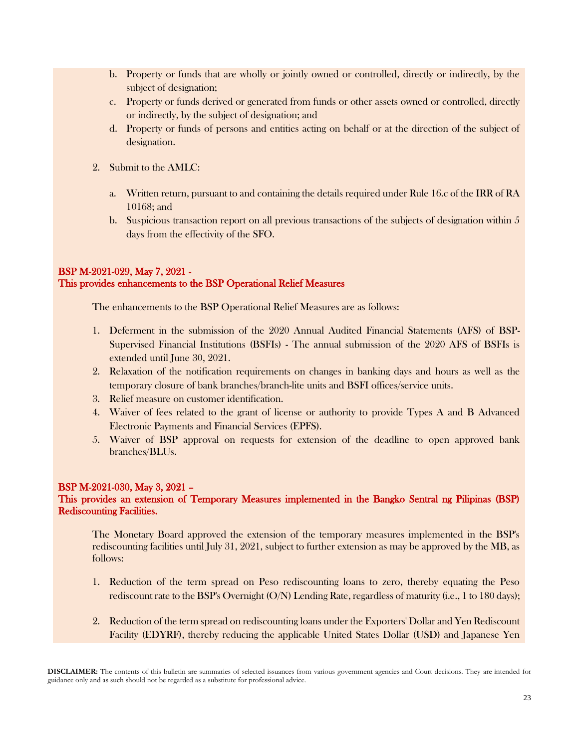b. Property or funds that are wholly or jointly owned or controlled, directly or indirectly, by the subject of designation;
c. Property or funds derived or generated from funds or other assets owned or controlled, directly or indirectly, by the subject of designation; and
d. Property or funds of persons and entities acting on behalf or at the direction of the subject of designation.

2. Submit to the AMLC:

   a. Written return, pursuant to and containing the details required under Rule 16.c of the IRR of RA 10168; and
   b. Suspicious transaction report on all previous transactions of the subjects of designation within 5 days from the effectivity of the SFO.

**BSP M-2021-029, May 7, 2021 -**
**This provides enhancements to the BSP Operational Relief Measures**

The enhancements to the BSP Operational Relief Measures are as follows:

1. Deferment in the submission of the 2020 Annual Audited Financial Statements (AFS) of BSP-Supervised Financial Institutions (BSFIs) - The annual submission of the 2020 AFS of BSFIs is extended until June 30, 2021.
2. Relaxation of the notification requirements on changes in banking days and hours as well as the temporary closure of bank branches/branch-lite units and BSFI offices/service units.
3. Relief measure on customer identification.
4. Waiver of fees related to the grant of license or authority to provide Types A and B Advanced Electronic Payments and Financial Services (EPFS).
5. Waiver of BSP approval on requests for extension of the deadline to open approved bank branches/BLUs.

**BSP M-2021-030, May 3, 2021 –**
**This provides an extension of Temporary Measures implemented in the Bangko Sentral ng Pilipinas (BSP) Rediscounting Facilities.**

The Monetary Board approved the extension of the temporary measures implemented in the BSP's rediscounting facilities until July 31, 2021, subject to further extension as may be approved by the MB, as follows:

1. Reduction of the term spread on Peso rediscounting loans to zero, thereby equating the Peso rediscount rate to the BSP's Overnight (O/N) Lending Rate, regardless of maturity (i.e., 1 to 180 days);

2. Reduction of the term spread on rediscounting loans under the Exporters' Dollar and Yen Rediscount Facility (EDYRF), thereby reducing the applicable United States Dollar (USD) and Japanese Yen

**DISCLAIMER:** The contents of this bulletin are summaries of selected issuances from various government agencies and Court decisions. They are intended for guidance only and as such should not be regarded as a substitute for professional advice.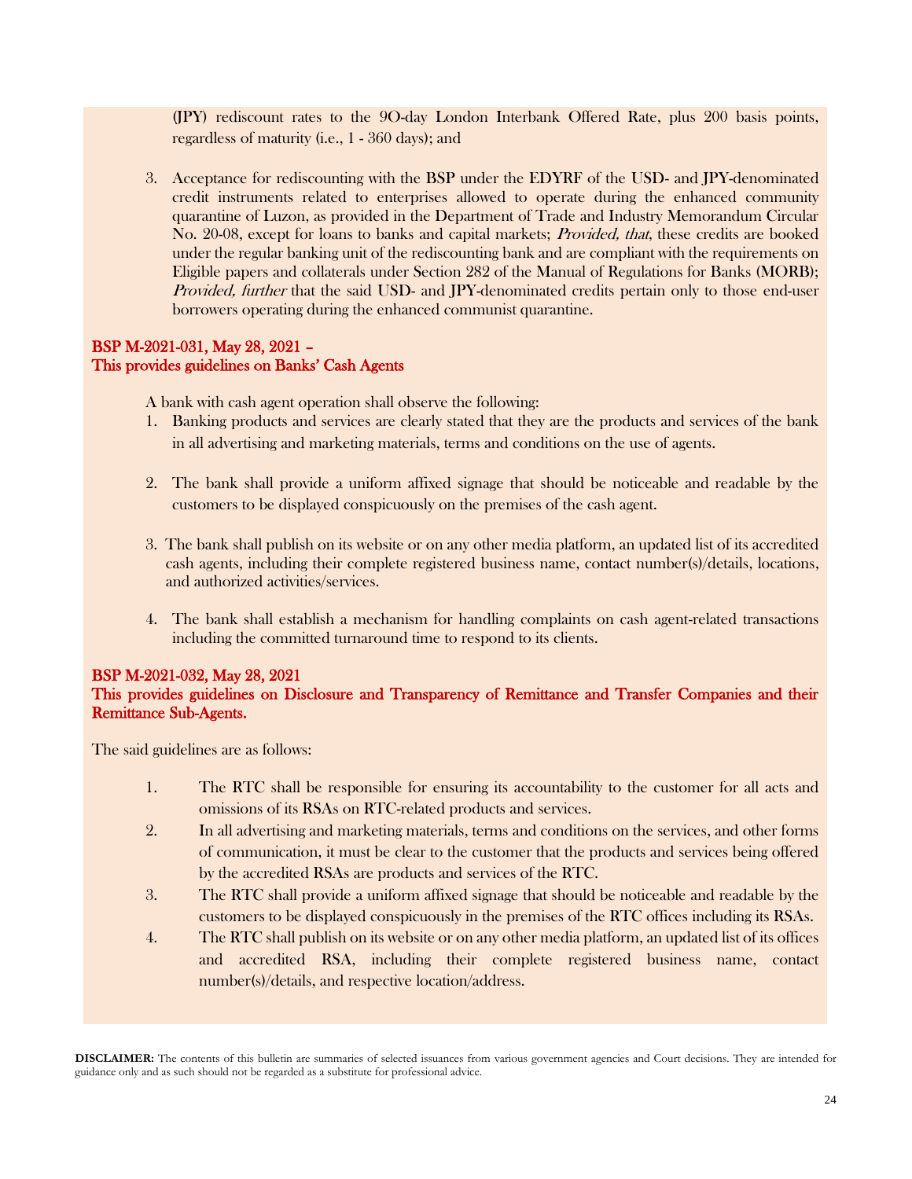(JPY) rediscount rates to the 9O-day London Interbank Offered Rate, plus 200 basis points, regardless of maturity (i.e., 1 - 360 days); and

3. Acceptance for rediscounting with the BSP under the EDYRF of the USD- and JPY-denominated credit instruments related to enterprises allowed to operate during the enhanced community quarantine of Luzon, as provided in the Department of Trade and Industry Memorandum Circular No. 20-08, except for loans to banks and capital markets; *Provided, that*, these credits are booked under the regular banking unit of the rediscounting bank and are compliant with the requirements on Eligible papers and collaterals under Section 282 of the Manual of Regulations for Banks (MORB); *Provided, further* that the said USD- and JPY-denominated credits pertain only to those end-user borrowers operating during the enhanced communist quarantine.

**BSP M-2021-031, May 28, 2021 –**
**This provides guidelines on Banks' Cash Agents**

A bank with cash agent operation shall observe the following:

1. Banking products and services are clearly stated that they are the products and services of the bank in all advertising and marketing materials, terms and conditions on the use of agents.

2. The bank shall provide a uniform affixed signage that should be noticeable and readable by the customers to be displayed conspicuously on the premises of the cash agent.

3. The bank shall publish on its website or on any other media platform, an updated list of its accredited cash agents, including their complete registered business name, contact number(s)/details, locations, and authorized activities/services.

4. The bank shall establish a mechanism for handling complaints on cash agent-related transactions including the committed turnaround time to respond to its clients.

**BSP M-2021-032, May 28, 2021**
**This provides guidelines on Disclosure and Transparency of Remittance and Transfer Companies and their Remittance Sub-Agents.**

The said guidelines are as follows:

1. The RTC shall be responsible for ensuring its accountability to the customer for all acts and omissions of its RSAs on RTC-related products and services.
2. In all advertising and marketing materials, terms and conditions on the services, and other forms of communication, it must be clear to the customer that the products and services being offered by the accredited RSAs are products and services of the RTC.
3. The RTC shall provide a uniform affixed signage that should be noticeable and readable by the customers to be displayed conspicuously in the premises of the RTC offices including its RSAs.
4. The RTC shall publish on its website or on any other media platform, an updated list of its offices and accredited RSA, including their complete registered business name, contact number(s)/details, and respective location/address.

**DISCLAIMER:** The contents of this bulletin are summaries of selected issuances from various government agencies and Court decisions. They are intended for guidance only and as such should not be regarded as a substitute for professional advice.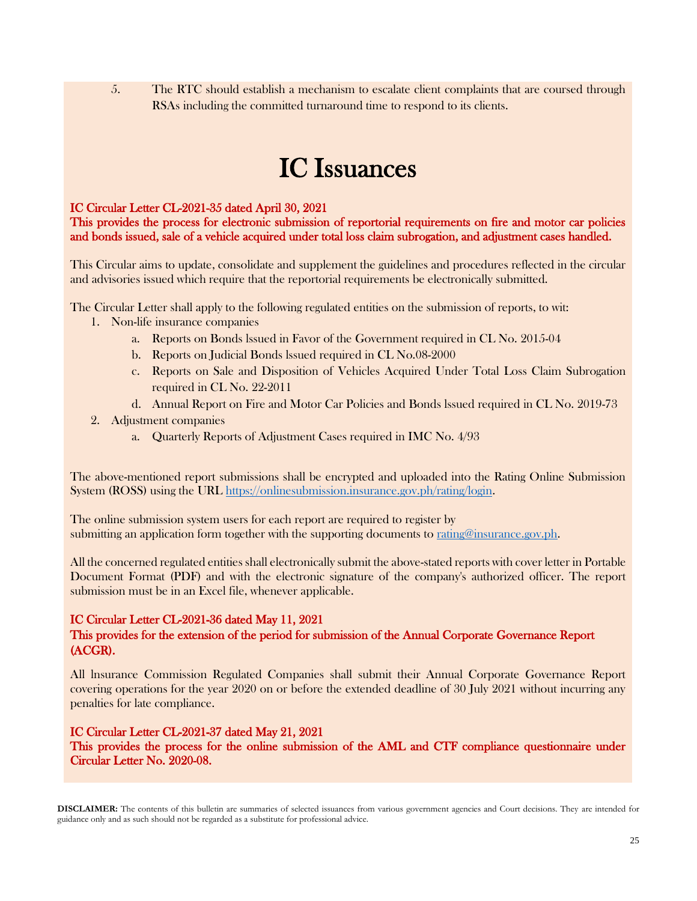5. The RTC should establish a mechanism to escalate client complaints that are coursed through RSAs including the committed turnaround time to respond to its clients.

# IC Issuances

**IC Circular Letter CL-2021-35 dated April 30, 2021**
**This provides the process for electronic submission of reportorial requirements on fire and motor car policies and bonds issued, sale of a vehicle acquired under total loss claim subrogation, and adjustment cases handled.**

This Circular aims to update, consolidate and supplement the guidelines and procedures reflected in the circular and advisories issued which require that the reportorial requirements be electronically submitted.

The Circular Letter shall apply to the following regulated entities on the submission of reports, to wit:

1. Non-life insurance companies
   a. Reports on Bonds lssued in Favor of the Government required in CL No. 2015-04
   b. Reports on Judicial Bonds lssued required in CL No.08-2000
   c. Reports on Sale and Disposition of Vehicles Acquired Under Total Loss Claim Subrogation required in CL No. 22-2011
   d. Annual Report on Fire and Motor Car Policies and Bonds lssued required in CL No. 2019-73
2. Adjustment companies
   a. Quarterly Reports of Adjustment Cases required in IMC No. 4/93

The above-mentioned report submissions shall be encrypted and uploaded into the Rating Online Submission System (ROSS) using the URL https://onlinesubmission.insurance.gov.ph/rating/login.

The online submission system users for each report are required to register by submitting an application form together with the supporting documents to rating@insurance.gov.ph.

All the concerned regulated entities shall electronically submit the above-stated reports with cover letter in Portable Document Format (PDF) and with the electronic signature of the company's authorized officer. The report submission must be in an Excel file, whenever applicable.

**IC Circular Letter CL-2021-36 dated May 11, 2021**
**This provides for the extension of the period for submission of the Annual Corporate Governance Report (ACGR).**

All lnsurance Commission Regulated Companies shall submit their Annual Corporate Governance Report covering operations for the year 2020 on or before the extended deadline of 30 July 2021 without incurring any penalties for late compliance.

**IC Circular Letter CL-2021-37 dated May 21, 2021**
**This provides the process for the online submission of the AML and CTF compliance questionnaire under Circular Letter No. 2020-08.**

**DISCLAIMER:** The contents of this bulletin are summaries of selected issuances from various government agencies and Court decisions. They are intended for guidance only and as such should not be regarded as a substitute for professional advice.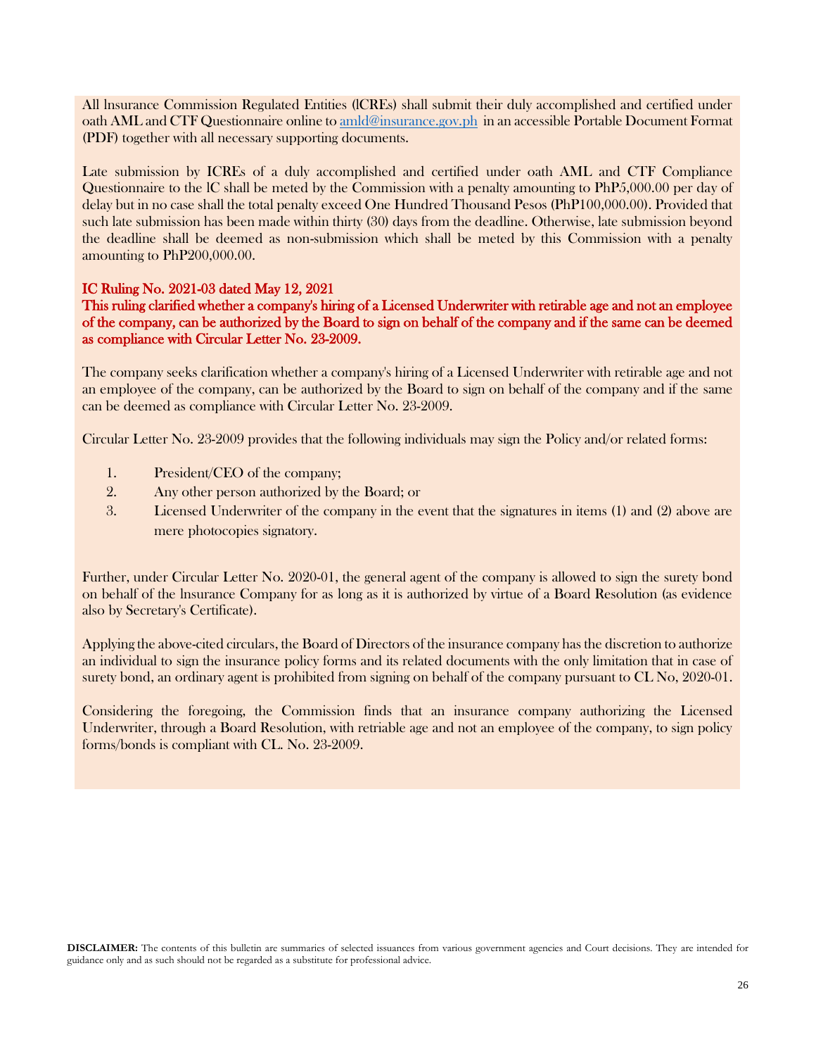All lnsurance Commission Regulated Entities (lCREs) shall submit their duly accomplished and certified under oath AML and CTF Questionnaire online to amld@insurance.gov.ph in an accessible Portable Document Format (PDF) together with all necessary supporting documents.

Late submission by ICREs of a duly accomplished and certified under oath AML and CTF Compliance Questionnaire to the lC shall be meted by the Commission with a penalty amounting to PhP5,000.00 per day of delay but in no case shall the total penalty exceed One Hundred Thousand Pesos (PhP100,000.00). Provided that such late submission has been made within thirty (30) days from the deadline. Otherwise, late submission beyond the deadline shall be deemed as non-submission which shall be meted by this Commission with a penalty amounting to PhP200,000.00.

**IC Ruling No. 2021-03 dated May 12, 2021**
**This ruling clarified whether a company's hiring of a Licensed Underwriter with retirable age and not an employee of the company, can be authorized by the Board to sign on behalf of the company and if the same can be deemed as compliance with Circular Letter No. 23-2009.**

The company seeks clarification whether a company's hiring of a Licensed Underwriter with retirable age and not an employee of the company, can be authorized by the Board to sign on behalf of the company and if the same can be deemed as compliance with Circular Letter No. 23-2009.

Circular Letter No. 23-2009 provides that the following individuals may sign the Policy and/or related forms:

1. President/CEO of the company;
2. Any other person authorized by the Board; or
3. Licensed Underwriter of the company in the event that the signatures in items (1) and (2) above are mere photocopies signatory.

Further, under Circular Letter No. 2020-01, the general agent of the company is allowed to sign the surety bond on behalf of the lnsurance Company for as long as it is authorized by virtue of a Board Resolution (as evidence also by Secretary's Certificate).

Applying the above-cited circulars, the Board of Directors of the insurance company has the discretion to authorize an individual to sign the insurance policy forms and its related documents with the only limitation that in case of surety bond, an ordinary agent is prohibited from signing on behalf of the company pursuant to CL No, 2020-01.

Considering the foregoing, the Commission finds that an insurance company authorizing the Licensed Underwriter, through a Board Resolution, with retriable age and not an employee of the company, to sign policy forms/bonds is compliant with CL. No. 23-2009.

**DISCLAIMER:** The contents of this bulletin are summaries of selected issuances from various government agencies and Court decisions. They are intended for guidance only and as such should not be regarded as a substitute for professional advice.